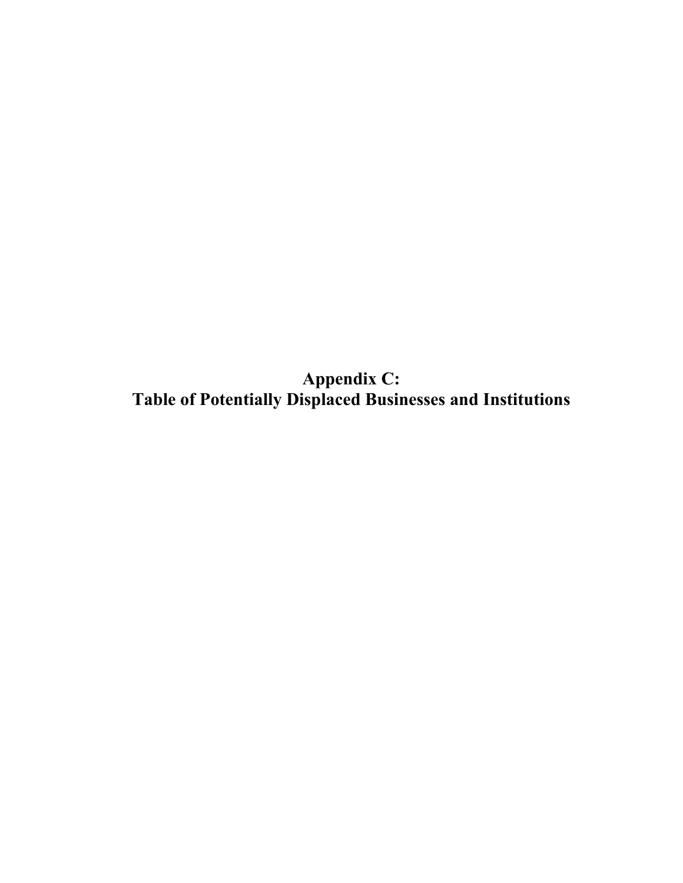# Appendix C:
# Table of Potentially Displaced Businesses and Institutions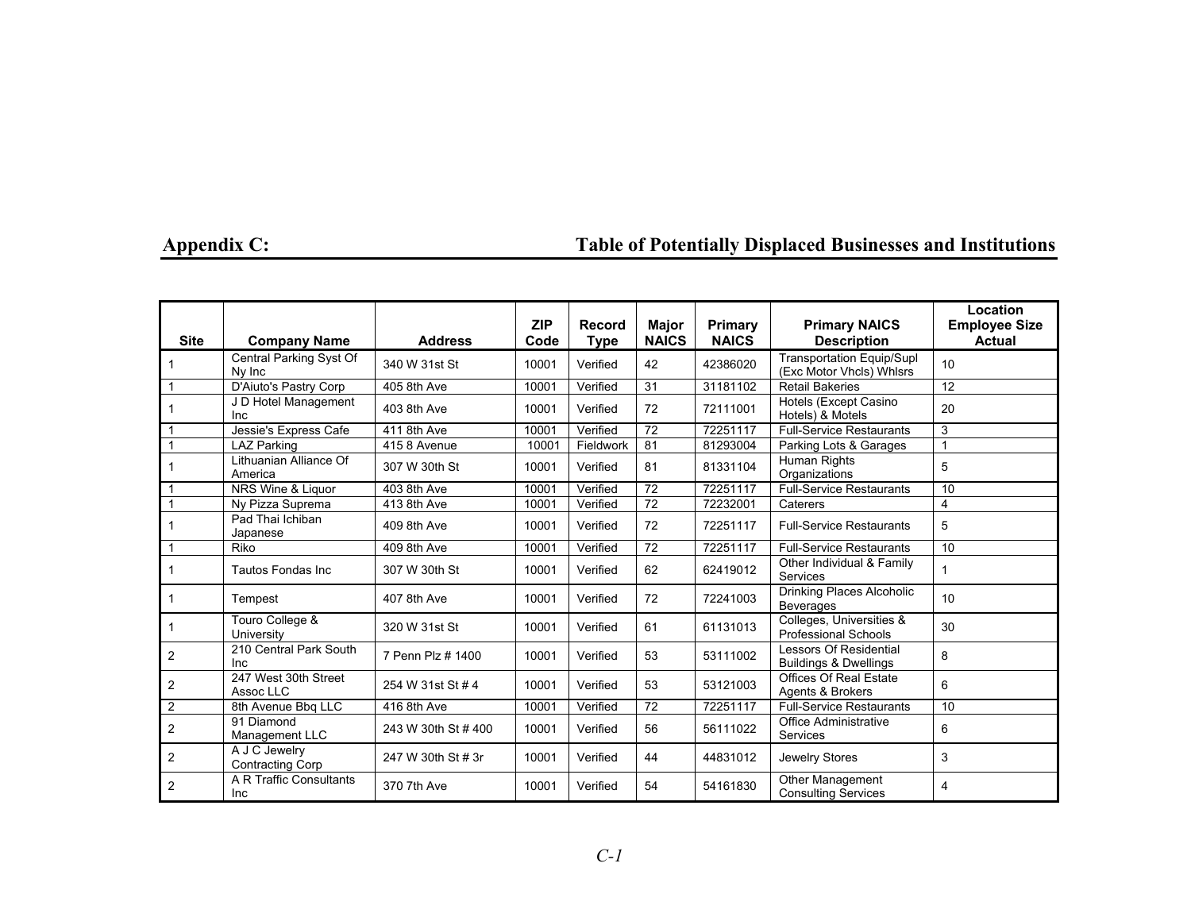## Appendix C: Table of Potentially Displaced Businesses and Institutions

| Site | Company Name | Address | ZIP Code | Record Type | Major NAICS | Primary NAICS | Primary NAICS Description | Location Employee Size Actual |
|---|---|---|---|---|---|---|---|---|
| 1 | Central Parking Syst Of Ny Inc | 340 W 31st St | 10001 | Verified | 42 | 42386020 | Transportation Equip/Supl (Exc Motor Vhcls) Whlsrs | 10 |
| 1 | D'Aiuto's Pastry Corp | 405 8th Ave | 10001 | Verified | 31 | 31181102 | Retail Bakeries | 12 |
| 1 | J D Hotel Management Inc | 403 8th Ave | 10001 | Verified | 72 | 72111001 | Hotels (Except Casino Hotels) & Motels | 20 |
| 1 | Jessie's Express Cafe | 411 8th Ave | 10001 | Verified | 72 | 72251117 | Full-Service Restaurants | 3 |
| 1 | LAZ Parking | 415 8 Avenue | 10001 | Fieldwork | 81 | 81293004 | Parking Lots & Garages | 1 |
| 1 | Lithuanian Alliance Of America | 307 W 30th St | 10001 | Verified | 81 | 81331104 | Human Rights Organizations | 5 |
| 1 | NRS Wine & Liquor | 403 8th Ave | 10001 | Verified | 72 | 72251117 | Full-Service Restaurants | 10 |
| 1 | Ny Pizza Suprema | 413 8th Ave | 10001 | Verified | 72 | 72232001 | Caterers | 4 |
| 1 | Pad Thai Ichiban Japanese | 409 8th Ave | 10001 | Verified | 72 | 72251117 | Full-Service Restaurants | 5 |
| 1 | Riko | 409 8th Ave | 10001 | Verified | 72 | 72251117 | Full-Service Restaurants | 10 |
| 1 | Tautos Fondas Inc | 307 W 30th St | 10001 | Verified | 62 | 62419012 | Other Individual & Family Services | 1 |
| 1 | Tempest | 407 8th Ave | 10001 | Verified | 72 | 72241003 | Drinking Places Alcoholic Beverages | 10 |
| 1 | Touro College & University | 320 W 31st St | 10001 | Verified | 61 | 61131013 | Colleges, Universities & Professional Schools | 30 |
| 2 | 210 Central Park South Inc | 7 Penn Plz # 1400 | 10001 | Verified | 53 | 53111002 | Lessors Of Residential Buildings & Dwellings | 8 |
| 2 | 247 West 30th Street Assoc LLC | 254 W 31st St # 4 | 10001 | Verified | 53 | 53121003 | Offices Of Real Estate Agents & Brokers | 6 |
| 2 | 8th Avenue Bbq LLC | 416 8th Ave | 10001 | Verified | 72 | 72251117 | Full-Service Restaurants | 10 |
| 2 | 91 Diamond Management LLC | 243 W 30th St # 400 | 10001 | Verified | 56 | 56111022 | Office Administrative Services | 6 |
| 2 | A J C Jewelry Contracting Corp | 247 W 30th St # 3r | 10001 | Verified | 44 | 44831012 | Jewelry Stores | 3 |
| 2 | A R Traffic Consultants Inc | 370 7th Ave | 10001 | Verified | 54 | 54161830 | Other Management Consulting Services | 4 |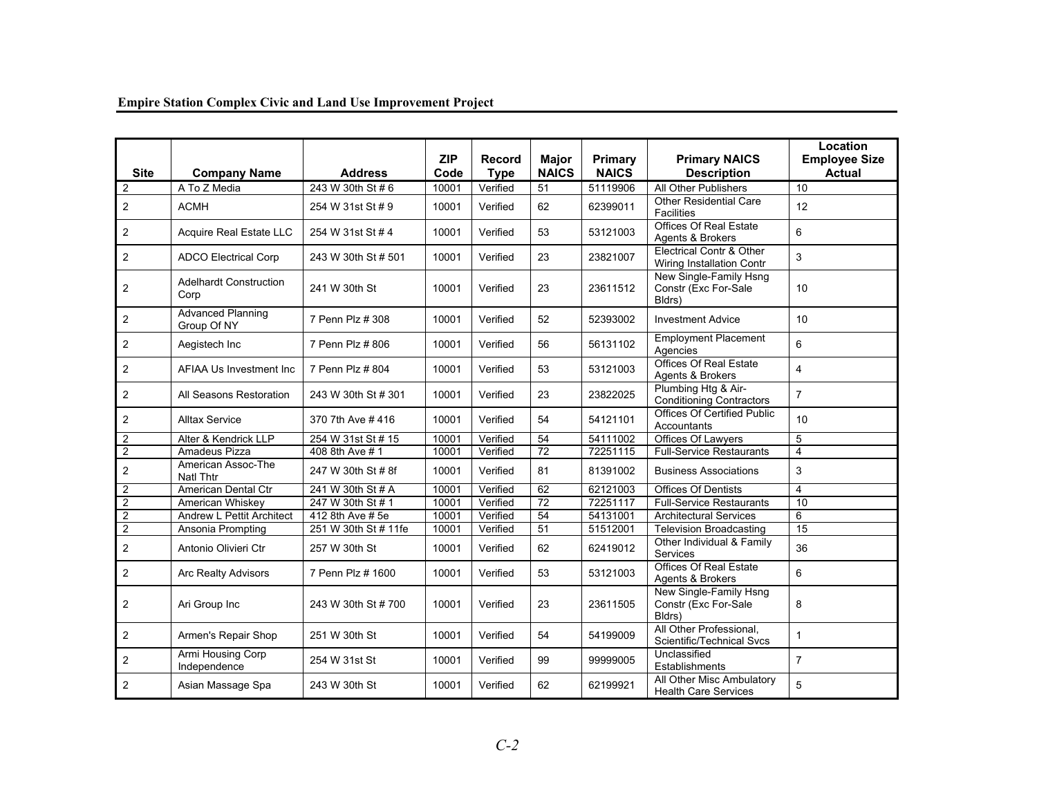| Site | Company Name | Address | ZIP Code | Record Type | Major NAICS | Primary NAICS | Primary NAICS Description | Location Employee Size Actual |
|---|---|---|---|---|---|---|---|---|
| 2 | A To Z Media | 243 W 30th St # 6 | 10001 | Verified | 51 | 51119906 | All Other Publishers | 10 |
| 2 | ACMH | 254 W 31st St # 9 | 10001 | Verified | 62 | 62399011 | Other Residential Care Facilities | 12 |
| 2 | Acquire Real Estate LLC | 254 W 31st St # 4 | 10001 | Verified | 53 | 53121003 | Offices Of Real Estate Agents & Brokers | 6 |
| 2 | ADCO Electrical Corp | 243 W 30th St # 501 | 10001 | Verified | 23 | 23821007 | Electrical Contr & Other Wiring Installation Contr | 3 |
| 2 | Adelhardt Construction Corp | 241 W 30th St | 10001 | Verified | 23 | 23611512 | New Single-Family Hsng Constr (Exc For-Sale Bldrs) | 10 |
| 2 | Advanced Planning Group Of NY | 7 Penn Plz # 308 | 10001 | Verified | 52 | 52393002 | Investment Advice | 10 |
| 2 | Aegistech Inc | 7 Penn Plz # 806 | 10001 | Verified | 56 | 56131102 | Employment Placement Agencies | 6 |
| 2 | AFIAA Us Investment Inc | 7 Penn Plz # 804 | 10001 | Verified | 53 | 53121003 | Offices Of Real Estate Agents & Brokers | 4 |
| 2 | All Seasons Restoration | 243 W 30th St # 301 | 10001 | Verified | 23 | 23822025 | Plumbing Htg & Air-Conditioning Contractors | 7 |
| 2 | Alltax Service | 370 7th Ave # 416 | 10001 | Verified | 54 | 54121101 | Offices Of Certified Public Accountants | 10 |
| 2 | Alter & Kendrick LLP | 254 W 31st St # 15 | 10001 | Verified | 54 | 54111002 | Offices Of Lawyers | 5 |
| 2 | Amadeus Pizza | 408 8th Ave # 1 | 10001 | Verified | 72 | 72251115 | Full-Service Restaurants | 4 |
| 2 | American Assoc-The Natl Thtr | 247 W 30th St # 8f | 10001 | Verified | 81 | 81391002 | Business Associations | 3 |
| 2 | American Dental Ctr | 241 W 30th St # A | 10001 | Verified | 62 | 62121003 | Offices Of Dentists | 4 |
| 2 | American Whiskey | 247 W 30th St # 1 | 10001 | Verified | 72 | 72251117 | Full-Service Restaurants | 10 |
| 2 | Andrew L Pettit Architect | 412 8th Ave # 5e | 10001 | Verified | 54 | 54131001 | Architectural Services | 6 |
| 2 | Ansonia Prompting | 251 W 30th St # 11fe | 10001 | Verified | 51 | 51512001 | Television Broadcasting | 15 |
| 2 | Antonio Olivieri Ctr | 257 W 30th St | 10001 | Verified | 62 | 62419012 | Other Individual & Family Services | 36 |
| 2 | Arc Realty Advisors | 7 Penn Plz # 1600 | 10001 | Verified | 53 | 53121003 | Offices Of Real Estate Agents & Brokers | 6 |
| 2 | Ari Group Inc | 243 W 30th St # 700 | 10001 | Verified | 23 | 23611505 | New Single-Family Hsng Constr (Exc For-Sale Bldrs) | 8 |
| 2 | Armen's Repair Shop | 251 W 30th St | 10001 | Verified | 54 | 54199009 | All Other Professional, Scientific/Technical Svcs | 1 |
| 2 | Armi Housing Corp Independence | 254 W 31st St | 10001 | Verified | 99 | 99999005 | Unclassified Establishments | 7 |
| 2 | Asian Massage Spa | 243 W 30th St | 10001 | Verified | 62 | 62199921 | All Other Misc Ambulatory Health Care Services | 5 |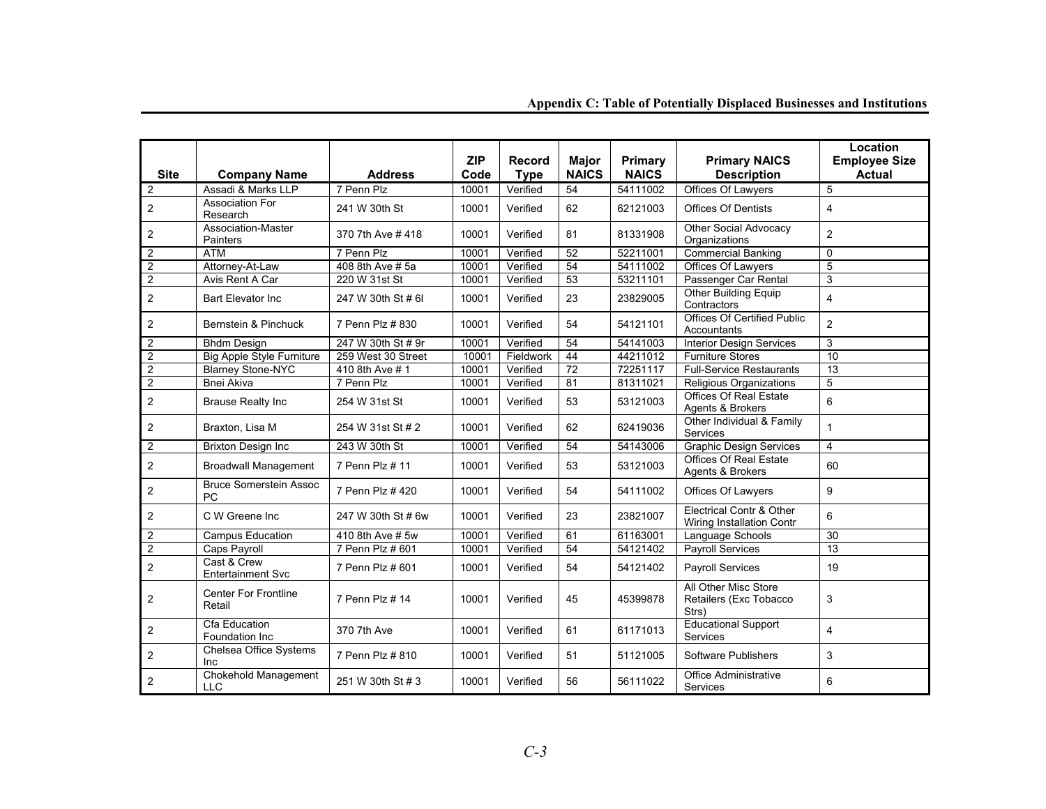## Appendix C: Table of Potentially Displaced Businesses and Institutions

| Site | Company Name | Address | ZIP Code | Record Type | Major NAICS | Primary NAICS | Primary NAICS Description | Location Employee Size Actual |
|---|---|---|---|---|---|---|---|---|
| 2 | Assadi & Marks LLP | 7 Penn Plz | 10001 | Verified | 54 | 54111002 | Offices Of Lawyers | 5 |
| 2 | Association For Research | 241 W 30th St | 10001 | Verified | 62 | 62121003 | Offices Of Dentists | 4 |
| 2 | Association-Master Painters | 370 7th Ave # 418 | 10001 | Verified | 81 | 81331908 | Other Social Advocacy Organizations | 2 |
| 2 | ATM | 7 Penn Plz | 10001 | Verified | 52 | 52211001 | Commercial Banking | 0 |
| 2 | Attorney-At-Law | 408 8th Ave # 5a | 10001 | Verified | 54 | 54111002 | Offices Of Lawyers | 5 |
| 2 | Avis Rent A Car | 220 W 31st St | 10001 | Verified | 53 | 53211101 | Passenger Car Rental | 3 |
| 2 | Bart Elevator Inc | 247 W 30th St # 6l | 10001 | Verified | 23 | 23829005 | Other Building Equip Contractors | 4 |
| 2 | Bernstein & Pinchuck | 7 Penn Plz # 830 | 10001 | Verified | 54 | 54121101 | Offices Of Certified Public Accountants | 2 |
| 2 | Bhdm Design | 247 W 30th St # 9r | 10001 | Verified | 54 | 54141003 | Interior Design Services | 3 |
| 2 | Big Apple Style Furniture | 259 West 30 Street | 10001 | Fieldwork | 44 | 44211012 | Furniture Stores | 10 |
| 2 | Blarney Stone-NYC | 410 8th Ave # 1 | 10001 | Verified | 72 | 72251117 | Full-Service Restaurants | 13 |
| 2 | Bnei Akiva | 7 Penn Plz | 10001 | Verified | 81 | 81311021 | Religious Organizations | 5 |
| 2 | Brause Realty Inc | 254 W 31st St | 10001 | Verified | 53 | 53121003 | Offices Of Real Estate Agents & Brokers | 6 |
| 2 | Braxton, Lisa M | 254 W 31st St # 2 | 10001 | Verified | 62 | 62419036 | Other Individual & Family Services | 1 |
| 2 | Brixton Design Inc | 243 W 30th St | 10001 | Verified | 54 | 54143006 | Graphic Design Services | 4 |
| 2 | Broadwall Management | 7 Penn Plz # 11 | 10001 | Verified | 53 | 53121003 | Offices Of Real Estate Agents & Brokers | 60 |
| 2 | Bruce Somerstein Assoc PC | 7 Penn Plz # 420 | 10001 | Verified | 54 | 54111002 | Offices Of Lawyers | 9 |
| 2 | C W Greene Inc | 247 W 30th St # 6w | 10001 | Verified | 23 | 23821007 | Electrical Contr & Other Wiring Installation Contr | 6 |
| 2 | Campus Education | 410 8th Ave # 5w | 10001 | Verified | 61 | 61163001 | Language Schools | 30 |
| 2 | Caps Payroll | 7 Penn Plz # 601 | 10001 | Verified | 54 | 54121402 | Payroll Services | 13 |
| 2 | Cast & Crew Entertainment Svc | 7 Penn Plz # 601 | 10001 | Verified | 54 | 54121402 | Payroll Services | 19 |
| 2 | Center For Frontline Retail | 7 Penn Plz # 14 | 10001 | Verified | 45 | 45399878 | All Other Misc Store Retailers (Exc Tobacco Strs) | 3 |
| 2 | Cfa Education Foundation Inc | 370 7th Ave | 10001 | Verified | 61 | 61171013 | Educational Support Services | 4 |
| 2 | Chelsea Office Systems Inc | 7 Penn Plz # 810 | 10001 | Verified | 51 | 51121005 | Software Publishers | 3 |
| 2 | Chokehold Management LLC | 251 W 30th St # 3 | 10001 | Verified | 56 | 56111022 | Office Administrative Services | 6 |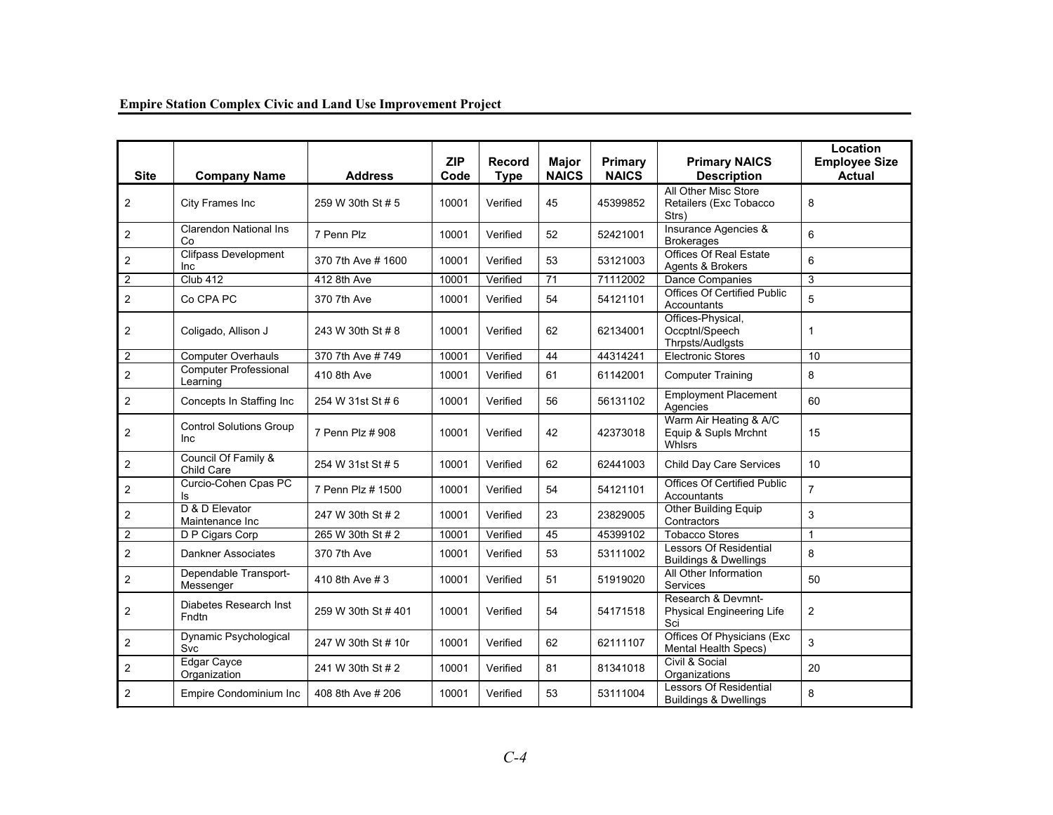| Site | Company Name | Address | ZIP Code | Record Type | Major NAICS | Primary NAICS | Primary NAICS Description | Location Employee Size Actual |
|---|---|---|---|---|---|---|---|---|
| 2 | City Frames Inc | 259 W 30th St # 5 | 10001 | Verified | 45 | 45399852 | All Other Misc Store Retailers (Exc Tobacco Strs) | 8 |
| 2 | Clarendon National Ins Co | 7 Penn Plz | 10001 | Verified | 52 | 52421001 | Insurance Agencies & Brokerages | 6 |
| 2 | Clifpass Development Inc | 370 7th Ave # 1600 | 10001 | Verified | 53 | 53121003 | Offices Of Real Estate Agents & Brokers | 6 |
| 2 | Club 412 | 412 8th Ave | 10001 | Verified | 71 | 71112002 | Dance Companies | 3 |
| 2 | Co CPA PC | 370 7th Ave | 10001 | Verified | 54 | 54121101 | Offices Of Certified Public Accountants | 5 |
| 2 | Coligado, Allison J | 243 W 30th St # 8 | 10001 | Verified | 62 | 62134001 | Offices-Physical, Occptnl/Speech Thrpsts/Audlgsts | 1 |
| 2 | Computer Overhauls | 370 7th Ave # 749 | 10001 | Verified | 44 | 44314241 | Electronic Stores | 10 |
| 2 | Computer Professional Learning | 410 8th Ave | 10001 | Verified | 61 | 61142001 | Computer Training | 8 |
| 2 | Concepts In Staffing Inc | 254 W 31st St # 6 | 10001 | Verified | 56 | 56131102 | Employment Placement Agencies | 60 |
| 2 | Control Solutions Group Inc | 7 Penn Plz # 908 | 10001 | Verified | 42 | 42373018 | Warm Air Heating & A/C Equip & Supls Mrchnt Whlsrs | 15 |
| 2 | Council Of Family & Child Care | 254 W 31st St # 5 | 10001 | Verified | 62 | 62441003 | Child Day Care Services | 10 |
| 2 | Curcio-Cohen Cpas PC Is | 7 Penn Plz # 1500 | 10001 | Verified | 54 | 54121101 | Offices Of Certified Public Accountants | 7 |
| 2 | D & D Elevator Maintenance Inc | 247 W 30th St # 2 | 10001 | Verified | 23 | 23829005 | Other Building Equip Contractors | 3 |
| 2 | D P Cigars Corp | 265 W 30th St # 2 | 10001 | Verified | 45 | 45399102 | Tobacco Stores | 1 |
| 2 | Dankner Associates | 370 7th Ave | 10001 | Verified | 53 | 53111002 | Lessors Of Residential Buildings & Dwellings | 8 |
| 2 | Dependable Transport-Messenger | 410 8th Ave # 3 | 10001 | Verified | 51 | 51919020 | All Other Information Services | 50 |
| 2 | Diabetes Research Inst Fndtn | 259 W 30th St # 401 | 10001 | Verified | 54 | 54171518 | Research & Devmnt-Physical Engineering Life Sci | 2 |
| 2 | Dynamic Psychological Svc | 247 W 30th St # 10r | 10001 | Verified | 62 | 62111107 | Offices Of Physicians (Exc Mental Health Specs) | 3 |
| 2 | Edgar Cayce Organization | 241 W 30th St # 2 | 10001 | Verified | 81 | 81341018 | Civil & Social Organizations | 20 |
| 2 | Empire Condominium Inc | 408 8th Ave # 206 | 10001 | Verified | 53 | 53111004 | Lessors Of Residential Buildings & Dwellings | 8 |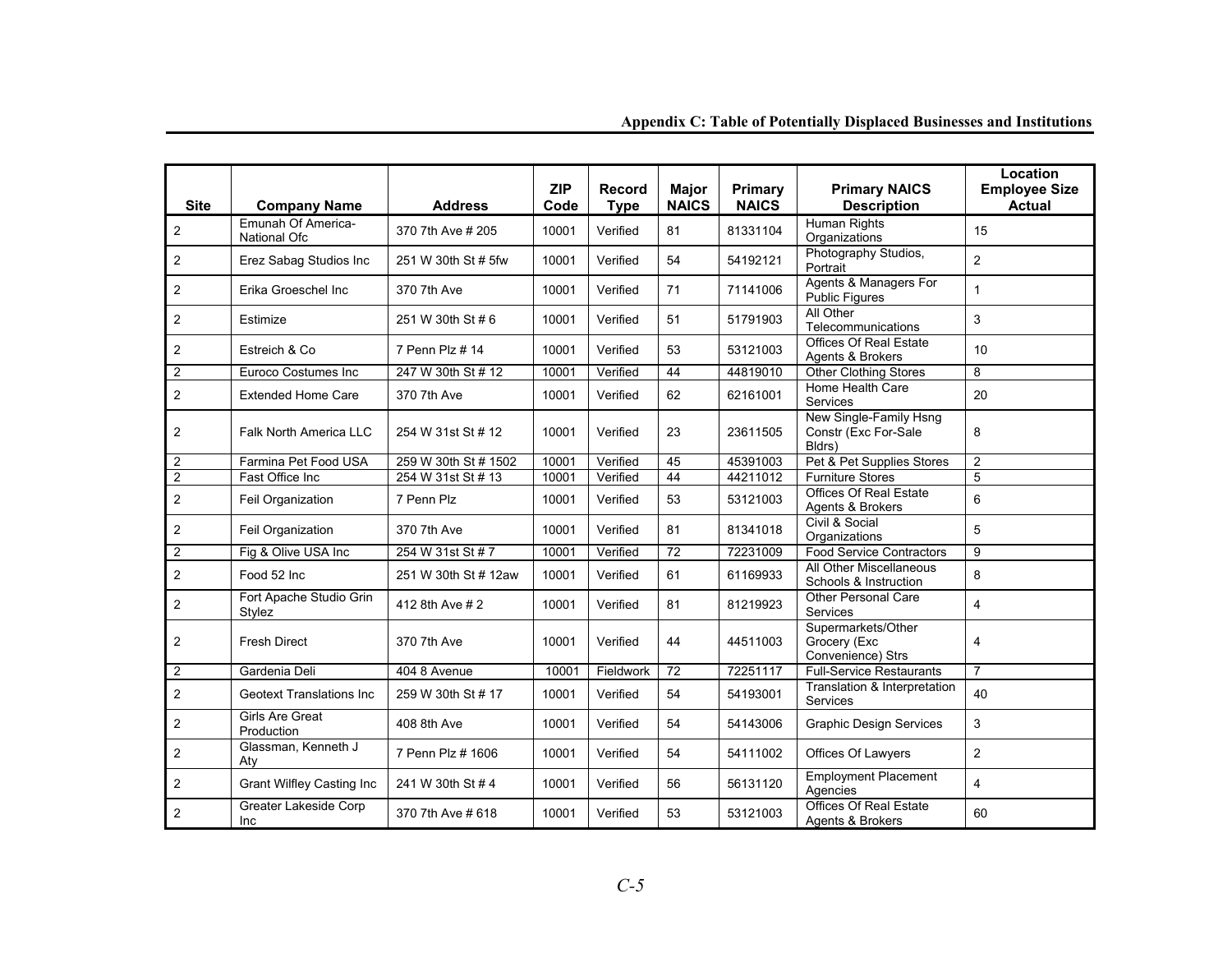## Appendix C: Table of Potentially Displaced Businesses and Institutions

| Site | Company Name | Address | ZIP Code | Record Type | Major NAICS | Primary NAICS | Primary NAICS Description | Location Employee Size Actual |
|---|---|---|---|---|---|---|---|---|
| 2 | Emunah Of America-National Ofc | 370 7th Ave # 205 | 10001 | Verified | 81 | 81331104 | Human Rights Organizations | 15 |
| 2 | Erez Sabag Studios Inc | 251 W 30th St # 5fw | 10001 | Verified | 54 | 54192121 | Photography Studios, Portrait | 2 |
| 2 | Erika Groeschel Inc | 370 7th Ave | 10001 | Verified | 71 | 71141006 | Agents & Managers For Public Figures | 1 |
| 2 | Estimize | 251 W 30th St # 6 | 10001 | Verified | 51 | 51791903 | All Other Telecommunications | 3 |
| 2 | Estreich & Co | 7 Penn Plz # 14 | 10001 | Verified | 53 | 53121003 | Offices Of Real Estate Agents & Brokers | 10 |
| 2 | Euroco Costumes Inc | 247 W 30th St # 12 | 10001 | Verified | 44 | 44819010 | Other Clothing Stores | 8 |
| 2 | Extended Home Care | 370 7th Ave | 10001 | Verified | 62 | 62161001 | Home Health Care Services | 20 |
| 2 | Falk North America LLC | 254 W 31st St # 12 | 10001 | Verified | 23 | 23611505 | New Single-Family Hsng Constr (Exc For-Sale Bldrs) | 8 |
| 2 | Farmina Pet Food USA | 259 W 30th St # 1502 | 10001 | Verified | 45 | 45391003 | Pet & Pet Supplies Stores | 2 |
| 2 | Fast Office Inc | 254 W 31st St # 13 | 10001 | Verified | 44 | 44211012 | Furniture Stores | 5 |
| 2 | Feil Organization | 7 Penn Plz | 10001 | Verified | 53 | 53121003 | Offices Of Real Estate Agents & Brokers | 6 |
| 2 | Feil Organization | 370 7th Ave | 10001 | Verified | 81 | 81341018 | Civil & Social Organizations | 5 |
| 2 | Fig & Olive USA Inc | 254 W 31st St # 7 | 10001 | Verified | 72 | 72231009 | Food Service Contractors | 9 |
| 2 | Food 52 Inc | 251 W 30th St # 12aw | 10001 | Verified | 61 | 61169933 | All Other Miscellaneous Schools & Instruction | 8 |
| 2 | Fort Apache Studio Grin Stylez | 412 8th Ave # 2 | 10001 | Verified | 81 | 81219923 | Other Personal Care Services | 4 |
| 2 | Fresh Direct | 370 7th Ave | 10001 | Verified | 44 | 44511003 | Supermarkets/Other Grocery (Exc Convenience) Strs | 4 |
| 2 | Gardenia Deli | 404 8 Avenue | 10001 | Fieldwork | 72 | 72251117 | Full-Service Restaurants | 7 |
| 2 | Geotext Translations Inc | 259 W 30th St # 17 | 10001 | Verified | 54 | 54193001 | Translation & Interpretation Services | 40 |
| 2 | Girls Are Great Production | 408 8th Ave | 10001 | Verified | 54 | 54143006 | Graphic Design Services | 3 |
| 2 | Glassman, Kenneth J Aty | 7 Penn Plz # 1606 | 10001 | Verified | 54 | 54111002 | Offices Of Lawyers | 2 |
| 2 | Grant Wilfley Casting Inc | 241 W 30th St # 4 | 10001 | Verified | 56 | 56131120 | Employment Placement Agencies | 4 |
| 2 | Greater Lakeside Corp Inc | 370 7th Ave # 618 | 10001 | Verified | 53 | 53121003 | Offices Of Real Estate Agents & Brokers | 60 |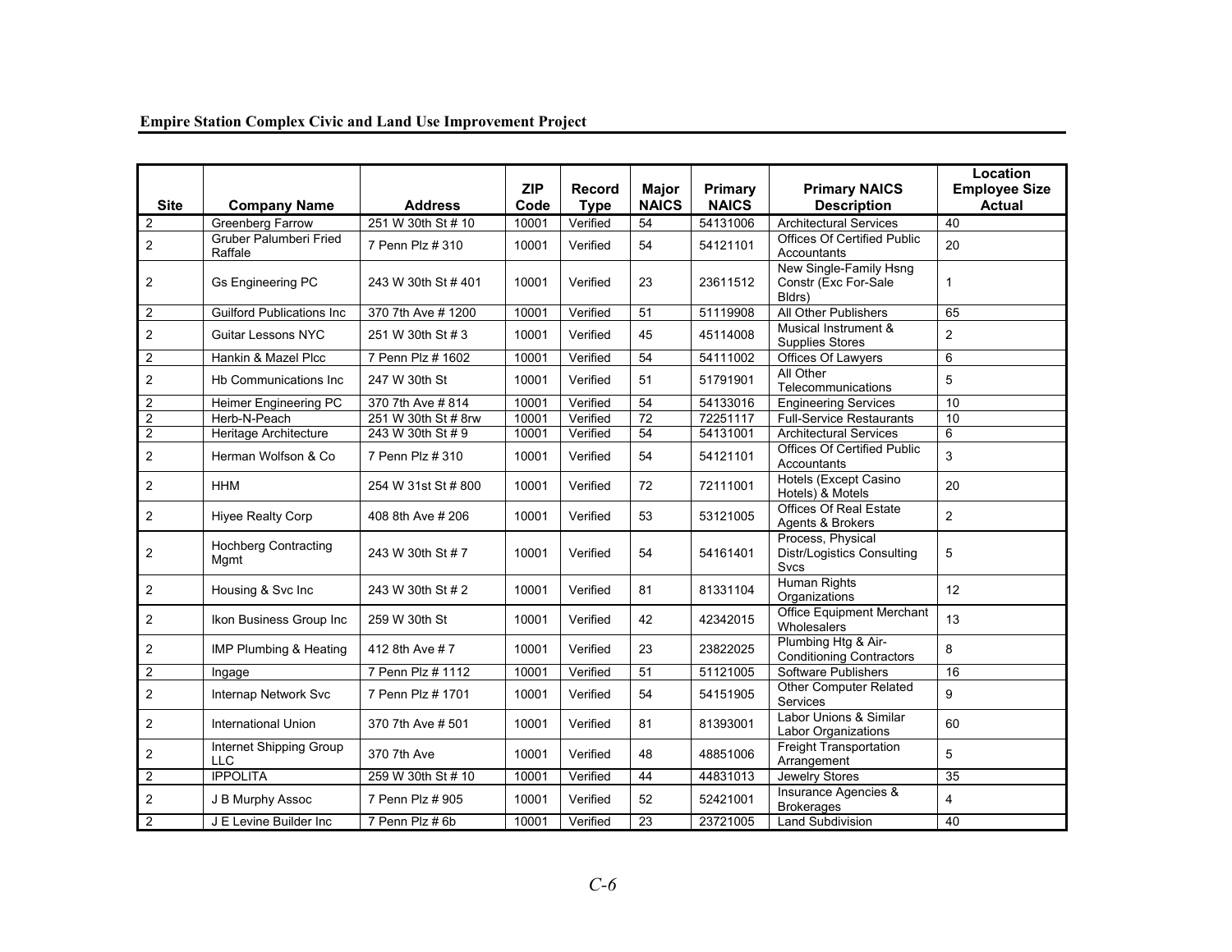| Site | Company Name | Address | ZIP Code | Record Type | Major NAICS | Primary NAICS | Primary NAICS Description | Location Employee Size Actual |
|---|---|---|---|---|---|---|---|---|
| 2 | Greenberg Farrow | 251 W 30th St # 10 | 10001 | Verified | 54 | 54131006 | Architectural Services | 40 |
| 2 | Gruber Palumberi Fried Raffale | 7 Penn Plz # 310 | 10001 | Verified | 54 | 54121101 | Offices Of Certified Public Accountants | 20 |
| 2 | Gs Engineering PC | 243 W 30th St # 401 | 10001 | Verified | 23 | 23611512 | New Single-Family Hsng Constr (Exc For-Sale Bldrs) | 1 |
| 2 | Guilford Publications Inc | 370 7th Ave # 1200 | 10001 | Verified | 51 | 51119908 | All Other Publishers | 65 |
| 2 | Guitar Lessons NYC | 251 W 30th St # 3 | 10001 | Verified | 45 | 45114008 | Musical Instrument & Supplies Stores | 2 |
| 2 | Hankin & Mazel Plcc | 7 Penn Plz # 1602 | 10001 | Verified | 54 | 54111002 | Offices Of Lawyers | 6 |
| 2 | Hb Communications Inc | 247 W 30th St | 10001 | Verified | 51 | 51791901 | All Other Telecommunications | 5 |
| 2 | Heimer Engineering PC | 370 7th Ave # 814 | 10001 | Verified | 54 | 54133016 | Engineering Services | 10 |
| 2 | Herb-N-Peach | 251 W 30th St # 8rw | 10001 | Verified | 72 | 72251117 | Full-Service Restaurants | 10 |
| 2 | Heritage Architecture | 243 W 30th St # 9 | 10001 | Verified | 54 | 54131001 | Architectural Services | 6 |
| 2 | Herman Wolfson & Co | 7 Penn Plz # 310 | 10001 | Verified | 54 | 54121101 | Offices Of Certified Public Accountants | 3 |
| 2 | HHM | 254 W 31st St # 800 | 10001 | Verified | 72 | 72111001 | Hotels (Except Casino Hotels) & Motels | 20 |
| 2 | Hiyee Realty Corp | 408 8th Ave # 206 | 10001 | Verified | 53 | 53121005 | Offices Of Real Estate Agents & Brokers | 2 |
| 2 | Hochberg Contracting Mgmt | 243 W 30th St # 7 | 10001 | Verified | 54 | 54161401 | Process, Physical Distr/Logistics Consulting Svcs | 5 |
| 2 | Housing & Svc Inc | 243 W 30th St # 2 | 10001 | Verified | 81 | 81331104 | Human Rights Organizations | 12 |
| 2 | Ikon Business Group Inc | 259 W 30th St | 10001 | Verified | 42 | 42342015 | Office Equipment Merchant Wholesalers | 13 |
| 2 | IMP Plumbing & Heating | 412 8th Ave # 7 | 10001 | Verified | 23 | 23822025 | Plumbing Htg & Air-Conditioning Contractors | 8 |
| 2 | Ingage | 7 Penn Plz # 1112 | 10001 | Verified | 51 | 51121005 | Software Publishers | 16 |
| 2 | Internap Network Svc | 7 Penn Plz # 1701 | 10001 | Verified | 54 | 54151905 | Other Computer Related Services | 9 |
| 2 | International Union | 370 7th Ave # 501 | 10001 | Verified | 81 | 81393001 | Labor Unions & Similar Labor Organizations | 60 |
| 2 | Internet Shipping Group LLC | 370 7th Ave | 10001 | Verified | 48 | 48851006 | Freight Transportation Arrangement | 5 |
| 2 | IPPOLITA | 259 W 30th St # 10 | 10001 | Verified | 44 | 44831013 | Jewelry Stores | 35 |
| 2 | J B Murphy Assoc | 7 Penn Plz # 905 | 10001 | Verified | 52 | 52421001 | Insurance Agencies & Brokerages | 4 |
| 2 | J E Levine Builder Inc | 7 Penn Plz # 6b | 10001 | Verified | 23 | 23721005 | Land Subdivision | 40 |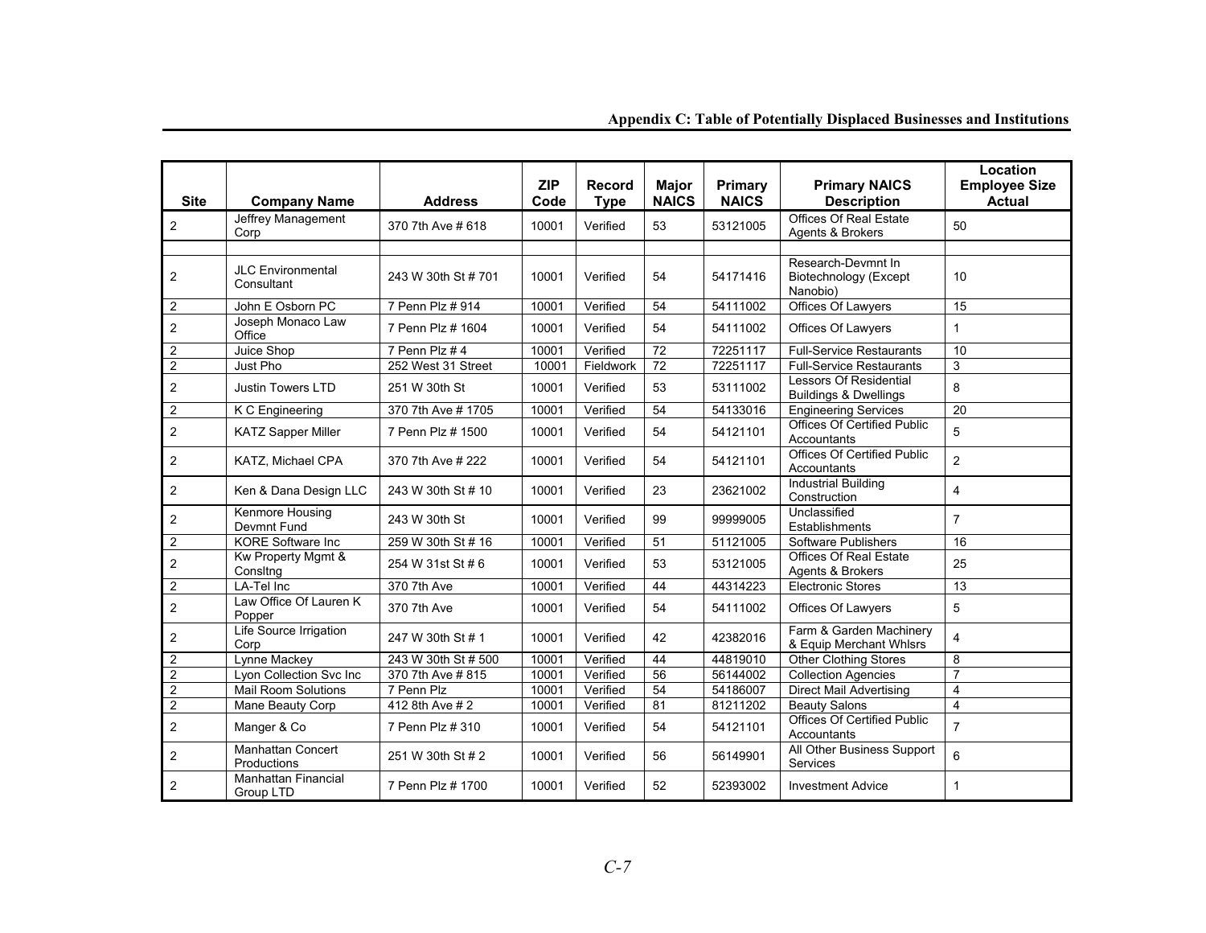## Appendix C: Table of Potentially Displaced Businesses and Institutions

| Site | Company Name | Address | ZIP Code | Record Type | Major NAICS | Primary NAICS | Primary NAICS Description | Location Employee Size Actual |
|---|---|---|---|---|---|---|---|---|
| 2 | Jeffrey Management Corp | 370 7th Ave # 618 | 10001 | Verified | 53 | 53121005 | Offices Of Real Estate Agents & Brokers | 50 |
| | | | | | | | | |
| 2 | JLC Environmental Consultant | 243 W 30th St # 701 | 10001 | Verified | 54 | 54171416 | Research-Devmnt In Biotechnology (Except Nanobio) | 10 |
| 2 | John E Osborn PC | 7 Penn Plz # 914 | 10001 | Verified | 54 | 54111002 | Offices Of Lawyers | 15 |
| 2 | Joseph Monaco Law Office | 7 Penn Plz # 1604 | 10001 | Verified | 54 | 54111002 | Offices Of Lawyers | 1 |
| 2 | Juice Shop | 7 Penn Plz # 4 | 10001 | Verified | 72 | 72251117 | Full-Service Restaurants | 10 |
| 2 | Just Pho | 252 West 31 Street | 10001 | Fieldwork | 72 | 72251117 | Full-Service Restaurants | 3 |
| 2 | Justin Towers LTD | 251 W 30th St | 10001 | Verified | 53 | 53111002 | Lessors Of Residential Buildings & Dwellings | 8 |
| 2 | K C Engineering | 370 7th Ave # 1705 | 10001 | Verified | 54 | 54133016 | Engineering Services | 20 |
| 2 | KATZ Sapper Miller | 7 Penn Plz # 1500 | 10001 | Verified | 54 | 54121101 | Offices Of Certified Public Accountants | 5 |
| 2 | KATZ, Michael CPA | 370 7th Ave # 222 | 10001 | Verified | 54 | 54121101 | Offices Of Certified Public Accountants | 2 |
| 2 | Ken & Dana Design LLC | 243 W 30th St # 10 | 10001 | Verified | 23 | 23621002 | Industrial Building Construction | 4 |
| 2 | Kenmore Housing Devmnt Fund | 243 W 30th St | 10001 | Verified | 99 | 99999005 | Unclassified Establishments | 7 |
| 2 | KORE Software Inc | 259 W 30th St # 16 | 10001 | Verified | 51 | 51121005 | Software Publishers | 16 |
| 2 | Kw Property Mgmt & Consltng | 254 W 31st St # 6 | 10001 | Verified | 53 | 53121005 | Offices Of Real Estate Agents & Brokers | 25 |
| 2 | LA-Tel Inc | 370 7th Ave | 10001 | Verified | 44 | 44314223 | Electronic Stores | 13 |
| 2 | Law Office Of Lauren K Popper | 370 7th Ave | 10001 | Verified | 54 | 54111002 | Offices Of Lawyers | 5 |
| 2 | Life Source Irrigation Corp | 247 W 30th St # 1 | 10001 | Verified | 42 | 42382016 | Farm & Garden Machinery & Equip Merchant Whlsrs | 4 |
| 2 | Lynne Mackey | 243 W 30th St # 500 | 10001 | Verified | 44 | 44819010 | Other Clothing Stores | 8 |
| 2 | Lyon Collection Svc Inc | 370 7th Ave # 815 | 10001 | Verified | 56 | 56144002 | Collection Agencies | 7 |
| 2 | Mail Room Solutions | 7 Penn Plz | 10001 | Verified | 54 | 54186007 | Direct Mail Advertising | 4 |
| 2 | Mane Beauty Corp | 412 8th Ave # 2 | 10001 | Verified | 81 | 81211202 | Beauty Salons | 4 |
| 2 | Manger & Co | 7 Penn Plz # 310 | 10001 | Verified | 54 | 54121101 | Offices Of Certified Public Accountants | 7 |
| 2 | Manhattan Concert Productions | 251 W 30th St # 2 | 10001 | Verified | 56 | 56149901 | All Other Business Support Services | 6 |
| 2 | Manhattan Financial Group LTD | 7 Penn Plz # 1700 | 10001 | Verified | 52 | 52393002 | Investment Advice | 1 |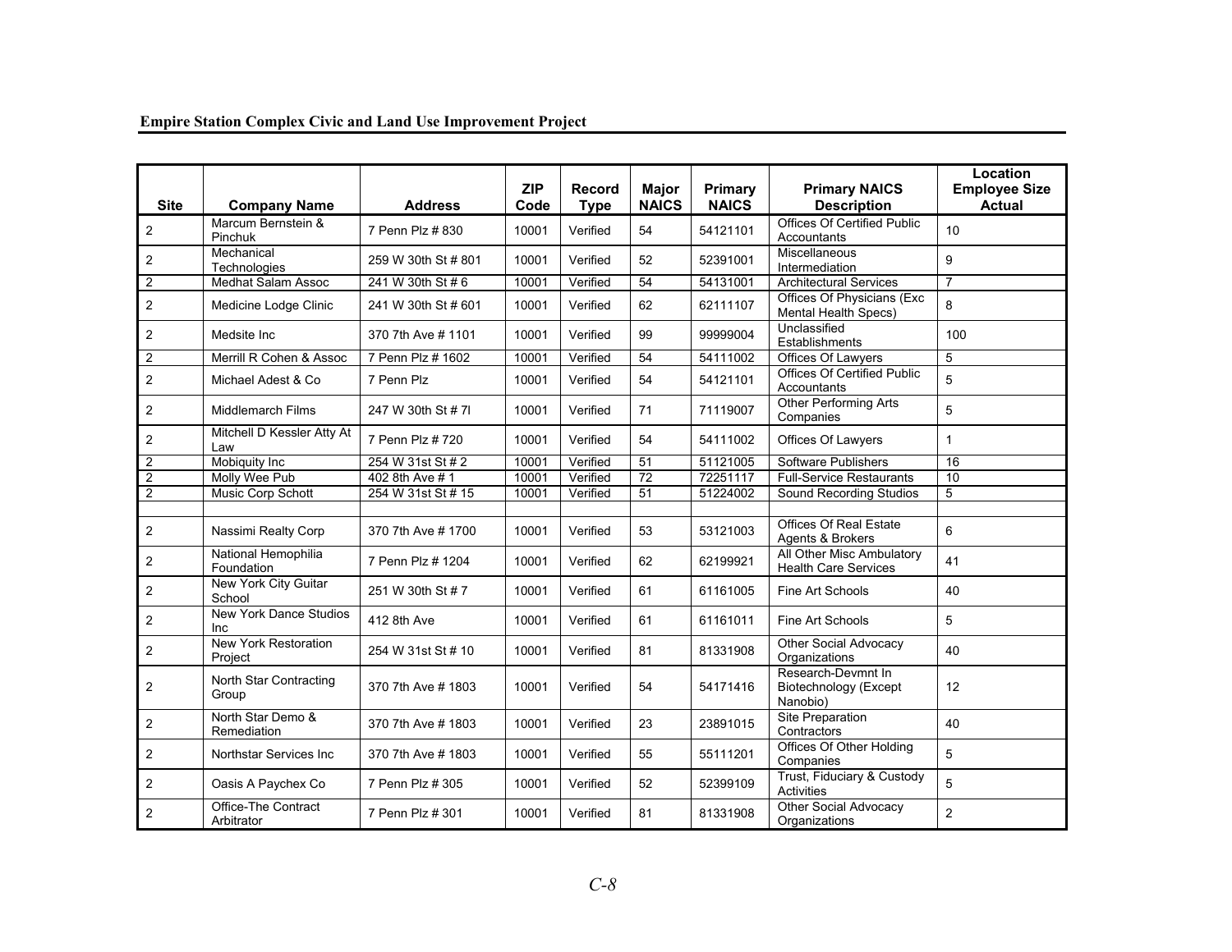| Site | Company Name | Address | ZIP Code | Record Type | Major NAICS | Primary NAICS | Primary NAICS Description | Location Employee Size Actual |
|---|---|---|---|---|---|---|---|---|
| 2 | Marcum Bernstein & Pinchuk | 7 Penn Plz # 830 | 10001 | Verified | 54 | 54121101 | Offices Of Certified Public Accountants | 10 |
| 2 | Mechanical Technologies | 259 W 30th St # 801 | 10001 | Verified | 52 | 52391001 | Miscellaneous Intermediation | 9 |
| 2 | Medhat Salam Assoc | 241 W 30th St # 6 | 10001 | Verified | 54 | 54131001 | Architectural Services | 7 |
| 2 | Medicine Lodge Clinic | 241 W 30th St # 601 | 10001 | Verified | 62 | 62111107 | Offices Of Physicians (Exc Mental Health Specs) | 8 |
| 2 | Medsite Inc | 370 7th Ave # 1101 | 10001 | Verified | 99 | 99999004 | Unclassified Establishments | 100 |
| 2 | Merrill R Cohen & Assoc | 7 Penn Plz # 1602 | 10001 | Verified | 54 | 54111002 | Offices Of Lawyers | 5 |
| 2 | Michael Adest & Co | 7 Penn Plz | 10001 | Verified | 54 | 54121101 | Offices Of Certified Public Accountants | 5 |
| 2 | Middlemarch Films | 247 W 30th St # 7l | 10001 | Verified | 71 | 71119007 | Other Performing Arts Companies | 5 |
| 2 | Mitchell D Kessler Atty At Law | 7 Penn Plz # 720 | 10001 | Verified | 54 | 54111002 | Offices Of Lawyers | 1 |
| 2 | Mobiquity Inc | 254 W 31st St # 2 | 10001 | Verified | 51 | 51121005 | Software Publishers | 16 |
| 2 | Molly Wee Pub | 402 8th Ave # 1 | 10001 | Verified | 72 | 72251117 | Full-Service Restaurants | 10 |
| 2 | Music Corp Schott | 254 W 31st St # 15 | 10001 | Verified | 51 | 51224002 | Sound Recording Studios | 5 |
| | | | | | | | | |
| 2 | Nassimi Realty Corp | 370 7th Ave # 1700 | 10001 | Verified | 53 | 53121003 | Offices Of Real Estate Agents & Brokers | 6 |
| 2 | National Hemophilia Foundation | 7 Penn Plz # 1204 | 10001 | Verified | 62 | 62199921 | All Other Misc Ambulatory Health Care Services | 41 |
| 2 | New York City Guitar School | 251 W 30th St # 7 | 10001 | Verified | 61 | 61161005 | Fine Art Schools | 40 |
| 2 | New York Dance Studios Inc | 412 8th Ave | 10001 | Verified | 61 | 61161011 | Fine Art Schools | 5 |
| 2 | New York Restoration Project | 254 W 31st St # 10 | 10001 | Verified | 81 | 81331908 | Other Social Advocacy Organizations | 40 |
| 2 | North Star Contracting Group | 370 7th Ave # 1803 | 10001 | Verified | 54 | 54171416 | Research-Devmnt In Biotechnology (Except Nanobio) | 12 |
| 2 | North Star Demo & Remediation | 370 7th Ave # 1803 | 10001 | Verified | 23 | 23891015 | Site Preparation Contractors | 40 |
| 2 | Northstar Services Inc | 370 7th Ave # 1803 | 10001 | Verified | 55 | 55111201 | Offices Of Other Holding Companies | 5 |
| 2 | Oasis A Paychex Co | 7 Penn Plz # 305 | 10001 | Verified | 52 | 52399109 | Trust, Fiduciary & Custody Activities | 5 |
| 2 | Office-The Contract Arbitrator | 7 Penn Plz # 301 | 10001 | Verified | 81 | 81331908 | Other Social Advocacy Organizations | 2 |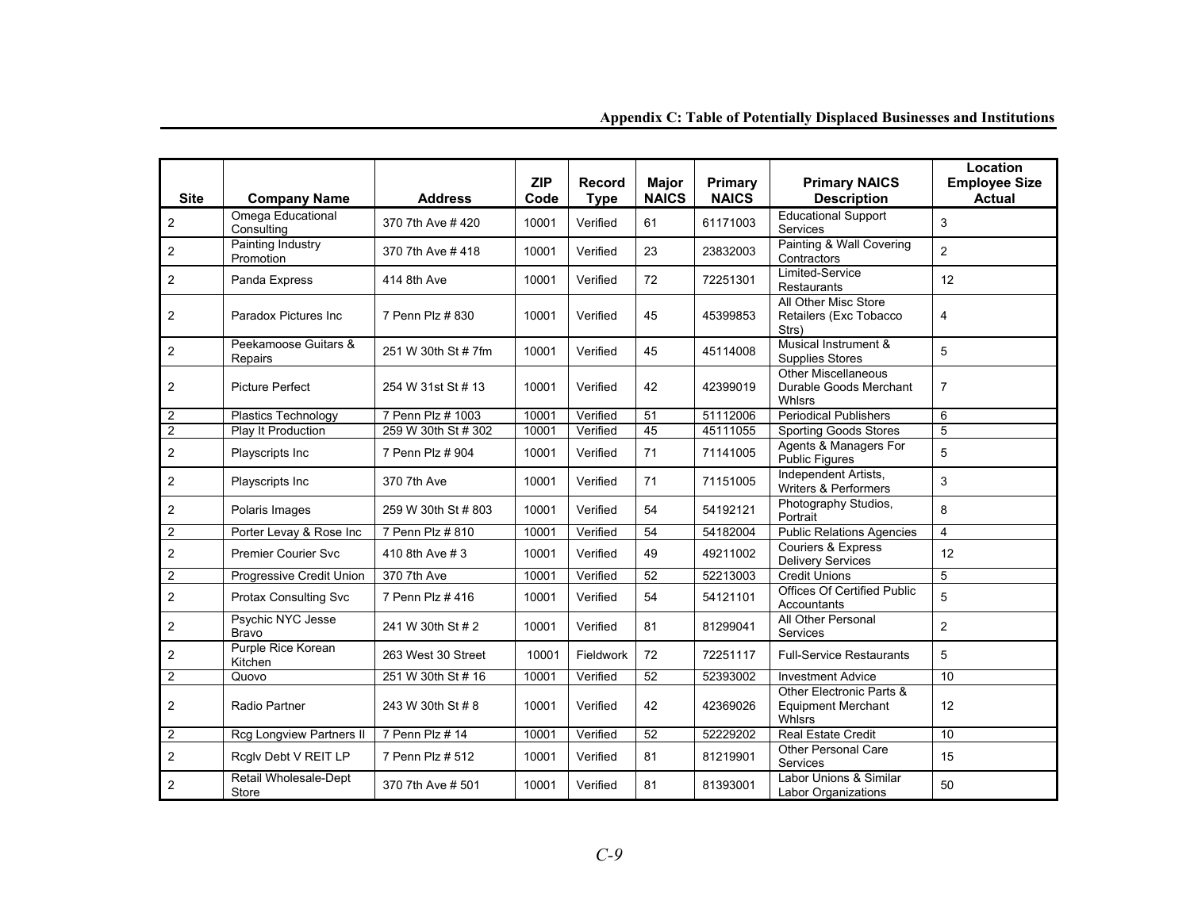## Appendix C: Table of Potentially Displaced Businesses and Institutions

| Site | Company Name | Address | ZIP Code | Record Type | Major NAICS | Primary NAICS | Primary NAICS Description | Location Employee Size Actual |
|---|---|---|---|---|---|---|---|---|
| 2 | Omega Educational Consulting | 370 7th Ave # 420 | 10001 | Verified | 61 | 61171003 | Educational Support Services | 3 |
| 2 | Painting Industry Promotion | 370 7th Ave # 418 | 10001 | Verified | 23 | 23832003 | Painting & Wall Covering Contractors | 2 |
| 2 | Panda Express | 414 8th Ave | 10001 | Verified | 72 | 72251301 | Limited-Service Restaurants | 12 |
| 2 | Paradox Pictures Inc | 7 Penn Plz # 830 | 10001 | Verified | 45 | 45399853 | All Other Misc Store Retailers (Exc Tobacco Strs) | 4 |
| 2 | Peekamoose Guitars & Repairs | 251 W 30th St # 7fm | 10001 | Verified | 45 | 45114008 | Musical Instrument & Supplies Stores | 5 |
| 2 | Picture Perfect | 254 W 31st St # 13 | 10001 | Verified | 42 | 42399019 | Other Miscellaneous Durable Goods Merchant Whlsrs | 7 |
| 2 | Plastics Technology | 7 Penn Plz # 1003 | 10001 | Verified | 51 | 51112006 | Periodical Publishers | 6 |
| 2 | Play It Production | 259 W 30th St # 302 | 10001 | Verified | 45 | 45111055 | Sporting Goods Stores | 5 |
| 2 | Playscripts Inc | 7 Penn Plz # 904 | 10001 | Verified | 71 | 71141005 | Agents & Managers For Public Figures | 5 |
| 2 | Playscripts Inc | 370 7th Ave | 10001 | Verified | 71 | 71151005 | Independent Artists, Writers & Performers | 3 |
| 2 | Polaris Images | 259 W 30th St # 803 | 10001 | Verified | 54 | 54192121 | Photography Studios, Portrait | 8 |
| 2 | Porter Levay & Rose Inc | 7 Penn Plz # 810 | 10001 | Verified | 54 | 54182004 | Public Relations Agencies | 4 |
| 2 | Premier Courier Svc | 410 8th Ave # 3 | 10001 | Verified | 49 | 49211002 | Couriers & Express Delivery Services | 12 |
| 2 | Progressive Credit Union | 370 7th Ave | 10001 | Verified | 52 | 52213003 | Credit Unions | 5 |
| 2 | Protax Consulting Svc | 7 Penn Plz # 416 | 10001 | Verified | 54 | 54121101 | Offices Of Certified Public Accountants | 5 |
| 2 | Psychic NYC Jesse Bravo | 241 W 30th St # 2 | 10001 | Verified | 81 | 81299041 | All Other Personal Services | 2 |
| 2 | Purple Rice Korean Kitchen | 263 West 30 Street | 10001 | Fieldwork | 72 | 72251117 | Full-Service Restaurants | 5 |
| 2 | Quovo | 251 W 30th St # 16 | 10001 | Verified | 52 | 52393002 | Investment Advice | 10 |
| 2 | Radio Partner | 243 W 30th St # 8 | 10001 | Verified | 42 | 42369026 | Other Electronic Parts & Equipment Merchant Whlsrs | 12 |
| 2 | Rcg Longview Partners II | 7 Penn Plz # 14 | 10001 | Verified | 52 | 52229202 | Real Estate Credit | 10 |
| 2 | Rcglv Debt V REIT LP | 7 Penn Plz # 512 | 10001 | Verified | 81 | 81219901 | Other Personal Care Services | 15 |
| 2 | Retail Wholesale-Dept Store | 370 7th Ave # 501 | 10001 | Verified | 81 | 81393001 | Labor Unions & Similar Labor Organizations | 50 |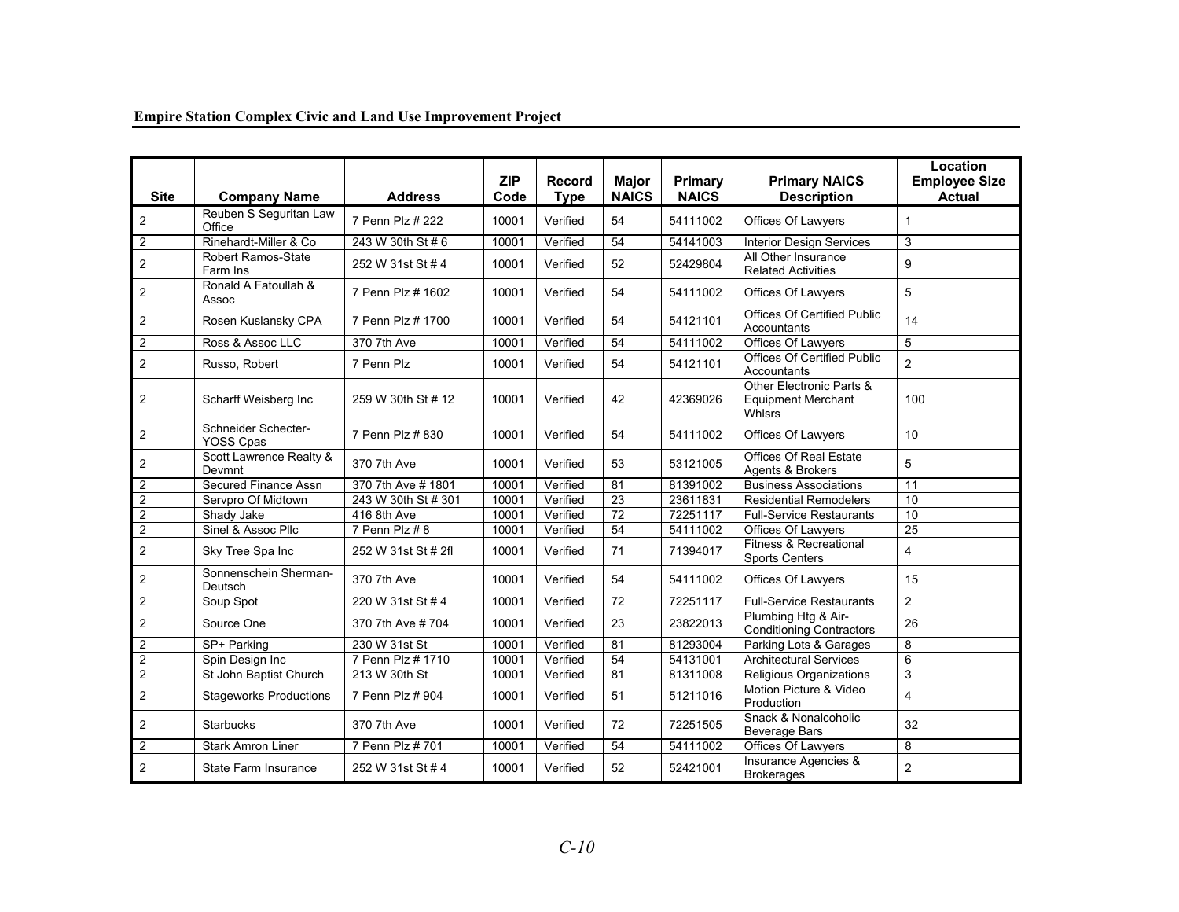| Site | Company Name | Address | ZIP Code | Record Type | Major NAICS | Primary NAICS | Primary NAICS Description | Location Employee Size Actual |
|---|---|---|---|---|---|---|---|---|
| 2 | Reuben S Seguritan Law Office | 7 Penn Plz # 222 | 10001 | Verified | 54 | 54111002 | Offices Of Lawyers | 1 |
| 2 | Rinehardt-Miller & Co | 243 W 30th St # 6 | 10001 | Verified | 54 | 54141003 | Interior Design Services | 3 |
| 2 | Robert Ramos-State Farm Ins | 252 W 31st St # 4 | 10001 | Verified | 52 | 52429804 | All Other Insurance Related Activities | 9 |
| 2 | Ronald A Fatoullah & Assoc | 7 Penn Plz # 1602 | 10001 | Verified | 54 | 54111002 | Offices Of Lawyers | 5 |
| 2 | Rosen Kuslansky CPA | 7 Penn Plz # 1700 | 10001 | Verified | 54 | 54121101 | Offices Of Certified Public Accountants | 14 |
| 2 | Ross & Assoc LLC | 370 7th Ave | 10001 | Verified | 54 | 54111002 | Offices Of Lawyers | 5 |
| 2 | Russo, Robert | 7 Penn Plz | 10001 | Verified | 54 | 54121101 | Offices Of Certified Public Accountants | 2 |
| 2 | Scharff Weisberg Inc | 259 W 30th St # 12 | 10001 | Verified | 42 | 42369026 | Other Electronic Parts & Equipment Merchant Whlsrs | 100 |
| 2 | Schneider Schecter-YOSS Cpas | 7 Penn Plz # 830 | 10001 | Verified | 54 | 54111002 | Offices Of Lawyers | 10 |
| 2 | Scott Lawrence Realty & Devmnt | 370 7th Ave | 10001 | Verified | 53 | 53121005 | Offices Of Real Estate Agents & Brokers | 5 |
| 2 | Secured Finance Assn | 370 7th Ave # 1801 | 10001 | Verified | 81 | 81391002 | Business Associations | 11 |
| 2 | Servpro Of Midtown | 243 W 30th St # 301 | 10001 | Verified | 23 | 23611831 | Residential Remodelers | 10 |
| 2 | Shady Jake | 416 8th Ave | 10001 | Verified | 72 | 72251117 | Full-Service Restaurants | 10 |
| 2 | Sinel & Assoc Pllc | 7 Penn Plz # 8 | 10001 | Verified | 54 | 54111002 | Offices Of Lawyers | 25 |
| 2 | Sky Tree Spa Inc | 252 W 31st St # 2fl | 10001 | Verified | 71 | 71394017 | Fitness & Recreational Sports Centers | 4 |
| 2 | Sonnenschein Sherman-Deutsch | 370 7th Ave | 10001 | Verified | 54 | 54111002 | Offices Of Lawyers | 15 |
| 2 | Soup Spot | 220 W 31st St # 4 | 10001 | Verified | 72 | 72251117 | Full-Service Restaurants | 2 |
| 2 | Source One | 370 7th Ave # 704 | 10001 | Verified | 23 | 23822013 | Plumbing Htg & Air-Conditioning Contractors | 26 |
| 2 | SP+ Parking | 230 W 31st St | 10001 | Verified | 81 | 81293004 | Parking Lots & Garages | 8 |
| 2 | Spin Design Inc | 7 Penn Plz # 1710 | 10001 | Verified | 54 | 54131001 | Architectural Services | 6 |
| 2 | St John Baptist Church | 213 W 30th St | 10001 | Verified | 81 | 81311008 | Religious Organizations | 3 |
| 2 | Stageworks Productions | 7 Penn Plz # 904 | 10001 | Verified | 51 | 51211016 | Motion Picture & Video Production | 4 |
| 2 | Starbucks | 370 7th Ave | 10001 | Verified | 72 | 72251505 | Snack & Nonalcoholic Beverage Bars | 32 |
| 2 | Stark Amron Liner | 7 Penn Plz # 701 | 10001 | Verified | 54 | 54111002 | Offices Of Lawyers | 8 |
| 2 | State Farm Insurance | 252 W 31st St # 4 | 10001 | Verified | 52 | 52421001 | Insurance Agencies & Brokerages | 2 |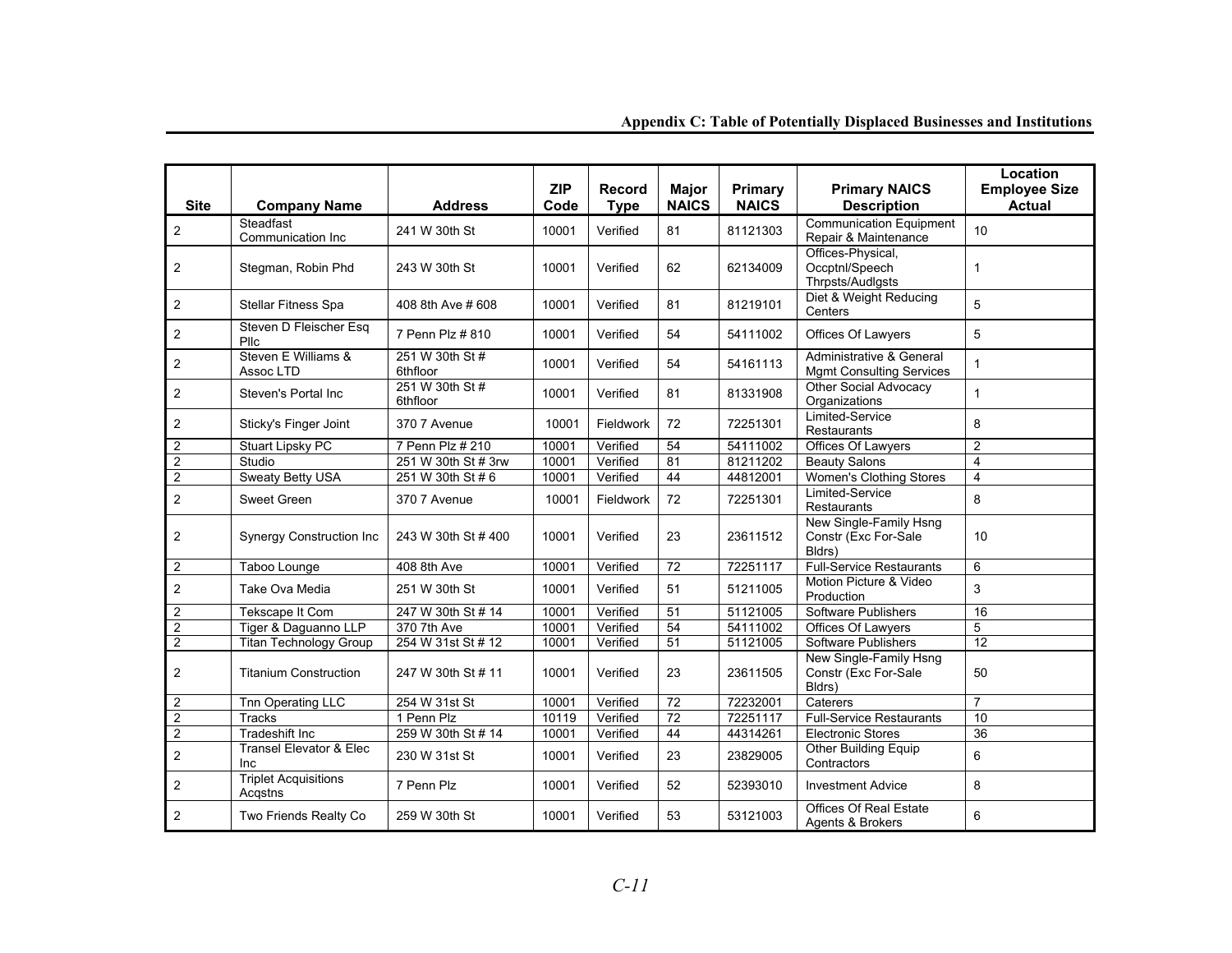**Appendix C: Table of Potentially Displaced Businesses and Institutions**

| Site | Company Name | Address | ZIP Code | Record Type | Major NAICS | Primary NAICS | Primary NAICS Description | Location Employee Size Actual |
|---|---|---|---|---|---|---|---|---|
| 2 | Steadfast Communication Inc | 241 W 30th St | 10001 | Verified | 81 | 81121303 | Communication Equipment Repair & Maintenance | 10 |
| 2 | Stegman, Robin Phd | 243 W 30th St | 10001 | Verified | 62 | 62134009 | Offices-Physical, Occptnl/Speech Thrpsts/Audlgsts | 1 |
| 2 | Stellar Fitness Spa | 408 8th Ave # 608 | 10001 | Verified | 81 | 81219101 | Diet & Weight Reducing Centers | 5 |
| 2 | Steven D Fleischer Esq Pllc | 7 Penn Plz # 810 | 10001 | Verified | 54 | 54111002 | Offices Of Lawyers | 5 |
| 2 | Steven E Williams & Assoc LTD | 251 W 30th St # 6thfloor | 10001 | Verified | 54 | 54161113 | Administrative & General Mgmt Consulting Services | 1 |
| 2 | Steven's Portal Inc | 251 W 30th St # 6thfloor | 10001 | Verified | 81 | 81331908 | Other Social Advocacy Organizations | 1 |
| 2 | Sticky's Finger Joint | 370 7 Avenue | 10001 | Fieldwork | 72 | 72251301 | Limited-Service Restaurants | 8 |
| 2 | Stuart Lipsky PC | 7 Penn Plz # 210 | 10001 | Verified | 54 | 54111002 | Offices Of Lawyers | 2 |
| 2 | Studio | 251 W 30th St # 3rw | 10001 | Verified | 81 | 81211202 | Beauty Salons | 4 |
| 2 | Sweaty Betty USA | 251 W 30th St # 6 | 10001 | Verified | 44 | 44812001 | Women's Clothing Stores | 4 |
| 2 | Sweet Green | 370 7 Avenue | 10001 | Fieldwork | 72 | 72251301 | Limited-Service Restaurants | 8 |
| 2 | Synergy Construction Inc | 243 W 30th St # 400 | 10001 | Verified | 23 | 23611512 | New Single-Family Hsng Constr (Exc For-Sale Bldrs) | 10 |
| 2 | Taboo Lounge | 408 8th Ave | 10001 | Verified | 72 | 72251117 | Full-Service Restaurants | 6 |
| 2 | Take Ova Media | 251 W 30th St | 10001 | Verified | 51 | 51211005 | Motion Picture & Video Production | 3 |
| 2 | Tekscape It Com | 247 W 30th St # 14 | 10001 | Verified | 51 | 51121005 | Software Publishers | 16 |
| 2 | Tiger & Daguanno LLP | 370 7th Ave | 10001 | Verified | 54 | 54111002 | Offices Of Lawyers | 5 |
| 2 | Titan Technology Group | 254 W 31st St # 12 | 10001 | Verified | 51 | 51121005 | Software Publishers | 12 |
| 2 | Titanium Construction | 247 W 30th St # 11 | 10001 | Verified | 23 | 23611505 | New Single-Family Hsng Constr (Exc For-Sale Bldrs) | 50 |
| 2 | Tnn Operating LLC | 254 W 31st St | 10001 | Verified | 72 | 72232001 | Caterers | 7 |
| 2 | Tracks | 1 Penn Plz | 10119 | Verified | 72 | 72251117 | Full-Service Restaurants | 10 |
| 2 | Tradeshift Inc | 259 W 30th St # 14 | 10001 | Verified | 44 | 44314261 | Electronic Stores | 36 |
| 2 | Transel Elevator & Elec Inc | 230 W 31st St | 10001 | Verified | 23 | 23829005 | Other Building Equip Contractors | 6 |
| 2 | Triplet Acquisitions Acqstns | 7 Penn Plz | 10001 | Verified | 52 | 52393010 | Investment Advice | 8 |
| 2 | Two Friends Realty Co | 259 W 30th St | 10001 | Verified | 53 | 53121003 | Offices Of Real Estate Agents & Brokers | 6 |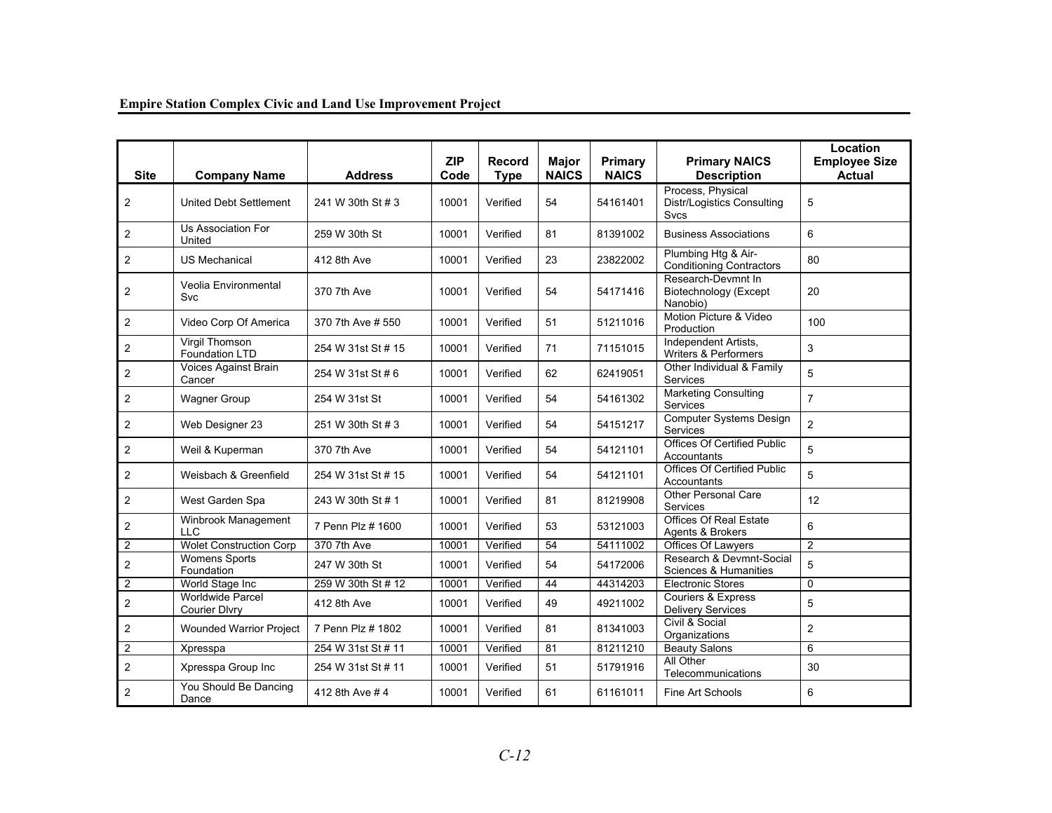| Site | Company Name | Address | ZIP Code | Record Type | Major NAICS | Primary NAICS | Primary NAICS Description | Location Employee Size Actual |
|---|---|---|---|---|---|---|---|---|
| 2 | United Debt Settlement | 241 W 30th St # 3 | 10001 | Verified | 54 | 54161401 | Process, Physical Distr/Logistics Consulting Svcs | 5 |
| 2 | Us Association For United | 259 W 30th St | 10001 | Verified | 81 | 81391002 | Business Associations | 6 |
| 2 | US Mechanical | 412 8th Ave | 10001 | Verified | 23 | 23822002 | Plumbing Htg & Air-Conditioning Contractors | 80 |
| 2 | Veolia Environmental Svc | 370 7th Ave | 10001 | Verified | 54 | 54171416 | Research-Devmnt In Biotechnology (Except Nanobio) | 20 |
| 2 | Video Corp Of America | 370 7th Ave # 550 | 10001 | Verified | 51 | 51211016 | Motion Picture & Video Production | 100 |
| 2 | Virgil Thomson Foundation LTD | 254 W 31st St # 15 | 10001 | Verified | 71 | 71151015 | Independent Artists, Writers & Performers | 3 |
| 2 | Voices Against Brain Cancer | 254 W 31st St # 6 | 10001 | Verified | 62 | 62419051 | Other Individual & Family Services | 5 |
| 2 | Wagner Group | 254 W 31st St | 10001 | Verified | 54 | 54161302 | Marketing Consulting Services | 7 |
| 2 | Web Designer 23 | 251 W 30th St # 3 | 10001 | Verified | 54 | 54151217 | Computer Systems Design Services | 2 |
| 2 | Weil & Kuperman | 370 7th Ave | 10001 | Verified | 54 | 54121101 | Offices Of Certified Public Accountants | 5 |
| 2 | Weisbach & Greenfield | 254 W 31st St # 15 | 10001 | Verified | 54 | 54121101 | Offices Of Certified Public Accountants | 5 |
| 2 | West Garden Spa | 243 W 30th St # 1 | 10001 | Verified | 81 | 81219908 | Other Personal Care Services | 12 |
| 2 | Winbrook Management LLC | 7 Penn Plz # 1600 | 10001 | Verified | 53 | 53121003 | Offices Of Real Estate Agents & Brokers | 6 |
| 2 | Wolet Construction Corp | 370 7th Ave | 10001 | Verified | 54 | 54111002 | Offices Of Lawyers | 2 |
| 2 | Womens Sports Foundation | 247 W 30th St | 10001 | Verified | 54 | 54172006 | Research & Devmnt-Social Sciences & Humanities | 5 |
| 2 | World Stage Inc | 259 W 30th St # 12 | 10001 | Verified | 44 | 44314203 | Electronic Stores | 0 |
| 2 | Worldwide Parcel Courier Dlvry | 412 8th Ave | 10001 | Verified | 49 | 49211002 | Couriers & Express Delivery Services | 5 |
| 2 | Wounded Warrior Project | 7 Penn Plz # 1802 | 10001 | Verified | 81 | 81341003 | Civil & Social Organizations | 2 |
| 2 | Xpresspa | 254 W 31st St # 11 | 10001 | Verified | 81 | 81211210 | Beauty Salons | 6 |
| 2 | Xpresspa Group Inc | 254 W 31st St # 11 | 10001 | Verified | 51 | 51791916 | All Other Telecommunications | 30 |
| 2 | You Should Be Dancing Dance | 412 8th Ave # 4 | 10001 | Verified | 61 | 61161011 | Fine Art Schools | 6 |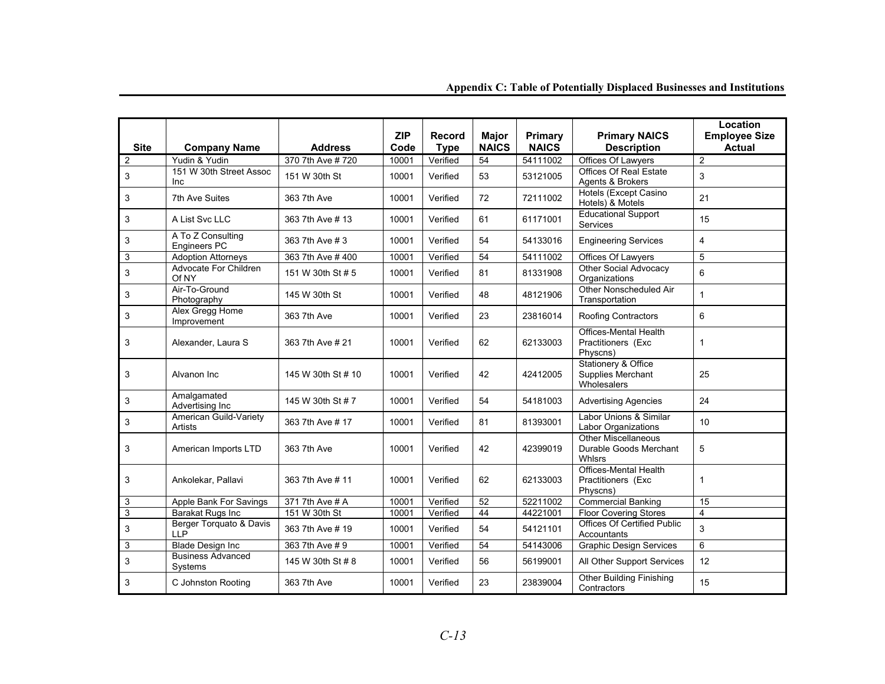## Appendix C: Table of Potentially Displaced Businesses and Institutions

| Site | Company Name | Address | ZIP Code | Record Type | Major NAICS | Primary NAICS | Primary NAICS Description | Location Employee Size Actual |
|---|---|---|---|---|---|---|---|---|
| 2 | Yudin & Yudin | 370 7th Ave # 720 | 10001 | Verified | 54 | 54111002 | Offices Of Lawyers | 2 |
| 3 | 151 W 30th Street Assoc Inc | 151 W 30th St | 10001 | Verified | 53 | 53121005 | Offices Of Real Estate Agents & Brokers | 3 |
| 3 | 7th Ave Suites | 363 7th Ave | 10001 | Verified | 72 | 72111002 | Hotels (Except Casino Hotels) & Motels | 21 |
| 3 | A List Svc LLC | 363 7th Ave # 13 | 10001 | Verified | 61 | 61171001 | Educational Support Services | 15 |
| 3 | A To Z Consulting Engineers PC | 363 7th Ave # 3 | 10001 | Verified | 54 | 54133016 | Engineering Services | 4 |
| 3 | Adoption Attorneys | 363 7th Ave # 400 | 10001 | Verified | 54 | 54111002 | Offices Of Lawyers | 5 |
| 3 | Advocate For Children Of NY | 151 W 30th St # 5 | 10001 | Verified | 81 | 81331908 | Other Social Advocacy Organizations | 6 |
| 3 | Air-To-Ground Photography | 145 W 30th St | 10001 | Verified | 48 | 48121906 | Other Nonscheduled Air Transportation | 1 |
| 3 | Alex Gregg Home Improvement | 363 7th Ave | 10001 | Verified | 23 | 23816014 | Roofing Contractors | 6 |
| 3 | Alexander, Laura S | 363 7th Ave # 21 | 10001 | Verified | 62 | 62133003 | Offices-Mental Health Practitioners (Exc Physcns) | 1 |
| 3 | Alvanon Inc | 145 W 30th St # 10 | 10001 | Verified | 42 | 42412005 | Stationery & Office Supplies Merchant Wholesalers | 25 |
| 3 | Amalgamated Advertising Inc | 145 W 30th St # 7 | 10001 | Verified | 54 | 54181003 | Advertising Agencies | 24 |
| 3 | American Guild-Variety Artists | 363 7th Ave # 17 | 10001 | Verified | 81 | 81393001 | Labor Unions & Similar Labor Organizations | 10 |
| 3 | American Imports LTD | 363 7th Ave | 10001 | Verified | 42 | 42399019 | Other Miscellaneous Durable Goods Merchant Whlsrs | 5 |
| 3 | Ankolekar, Pallavi | 363 7th Ave # 11 | 10001 | Verified | 62 | 62133003 | Offices-Mental Health Practitioners (Exc Physcns) | 1 |
| 3 | Apple Bank For Savings | 371 7th Ave # A | 10001 | Verified | 52 | 52211002 | Commercial Banking | 15 |
| 3 | Barakat Rugs Inc | 151 W 30th St | 10001 | Verified | 44 | 44221001 | Floor Covering Stores | 4 |
| 3 | Berger Torquato & Davis LLP | 363 7th Ave # 19 | 10001 | Verified | 54 | 54121101 | Offices Of Certified Public Accountants | 3 |
| 3 | Blade Design Inc | 363 7th Ave # 9 | 10001 | Verified | 54 | 54143006 | Graphic Design Services | 6 |
| 3 | Business Advanced Systems | 145 W 30th St # 8 | 10001 | Verified | 56 | 56199001 | All Other Support Services | 12 |
| 3 | C Johnston Rooting | 363 7th Ave | 10001 | Verified | 23 | 23839004 | Other Building Finishing Contractors | 15 |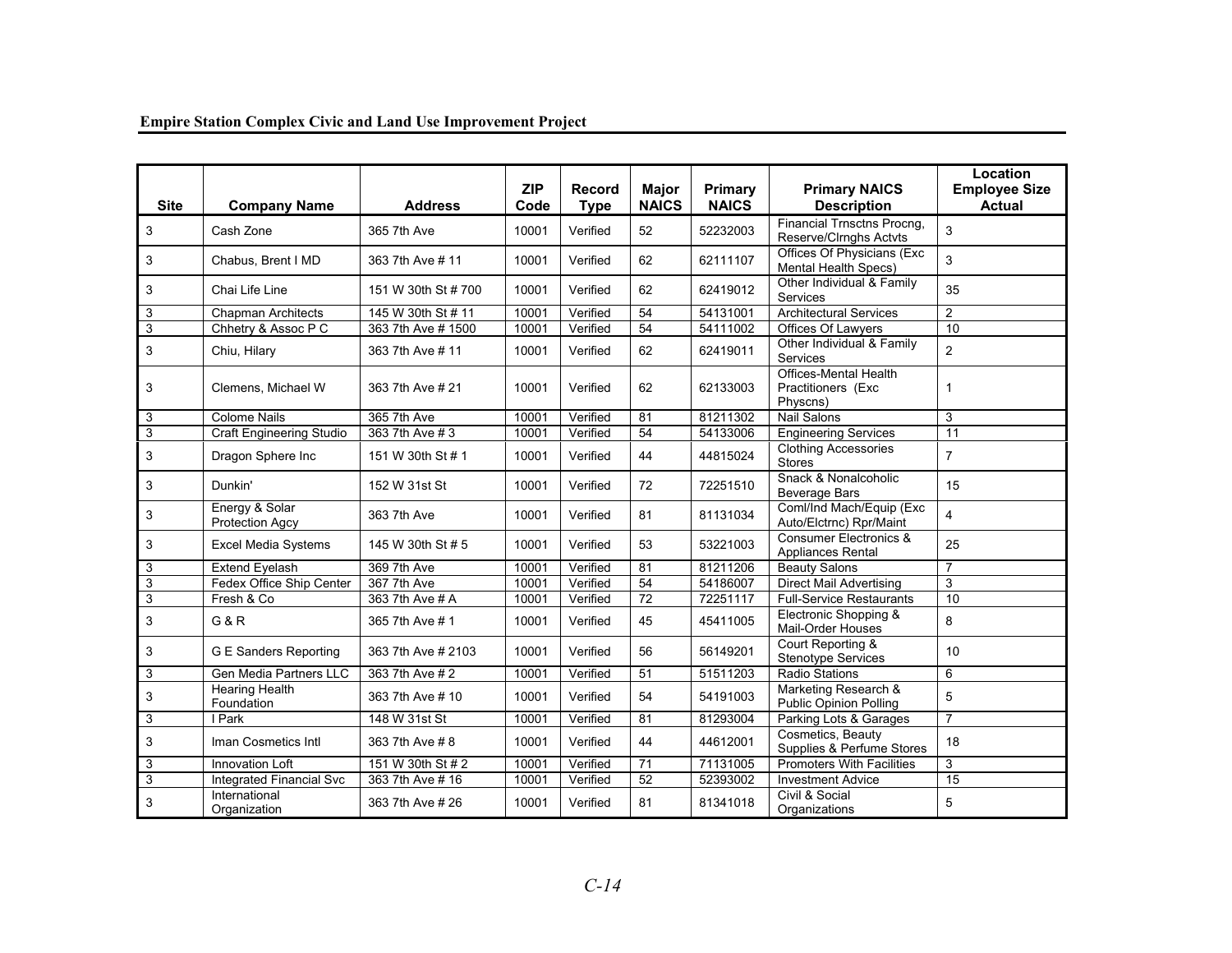| Site | Company Name | Address | ZIP Code | Record Type | Major NAICS | Primary NAICS | Primary NAICS Description | Location Employee Size Actual |
|---|---|---|---|---|---|---|---|---|
| 3 | Cash Zone | 365 7th Ave | 10001 | Verified | 52 | 52232003 | Financial Trnsctns Procng, Reserve/Clrnghs Actvts | 3 |
| 3 | Chabus, Brent I MD | 363 7th Ave # 11 | 10001 | Verified | 62 | 62111107 | Offices Of Physicians (Exc Mental Health Specs) | 3 |
| 3 | Chai Life Line | 151 W 30th St # 700 | 10001 | Verified | 62 | 62419012 | Other Individual & Family Services | 35 |
| 3 | Chapman Architects | 145 W 30th St # 11 | 10001 | Verified | 54 | 54131001 | Architectural Services | 2 |
| 3 | Chhetry & Assoc P C | 363 7th Ave # 1500 | 10001 | Verified | 54 | 54111002 | Offices Of Lawyers | 10 |
| 3 | Chiu, Hilary | 363 7th Ave # 11 | 10001 | Verified | 62 | 62419011 | Other Individual & Family Services | 2 |
| 3 | Clemens, Michael W | 363 7th Ave # 21 | 10001 | Verified | 62 | 62133003 | Offices-Mental Health Practitioners (Exc Physcns) | 1 |
| 3 | Colome Nails | 365 7th Ave | 10001 | Verified | 81 | 81211302 | Nail Salons | 3 |
| 3 | Craft Engineering Studio | 363 7th Ave # 3 | 10001 | Verified | 54 | 54133006 | Engineering Services | 11 |
| 3 | Dragon Sphere Inc | 151 W 30th St # 1 | 10001 | Verified | 44 | 44815024 | Clothing Accessories Stores | 7 |
| 3 | Dunkin' | 152 W 31st St | 10001 | Verified | 72 | 72251510 | Snack & Nonalcoholic Beverage Bars | 15 |
| 3 | Energy & Solar Protection Agcy | 363 7th Ave | 10001 | Verified | 81 | 81131034 | Coml/Ind Mach/Equip (Exc Auto/Elctrnc) Rpr/Maint | 4 |
| 3 | Excel Media Systems | 145 W 30th St # 5 | 10001 | Verified | 53 | 53221003 | Consumer Electronics & Appliances Rental | 25 |
| 3 | Extend Eyelash | 369 7th Ave | 10001 | Verified | 81 | 81211206 | Beauty Salons | 7 |
| 3 | Fedex Office Ship Center | 367 7th Ave | 10001 | Verified | 54 | 54186007 | Direct Mail Advertising | 3 |
| 3 | Fresh & Co | 363 7th Ave # A | 10001 | Verified | 72 | 72251117 | Full-Service Restaurants | 10 |
| 3 | G & R | 365 7th Ave # 1 | 10001 | Verified | 45 | 45411005 | Electronic Shopping & Mail-Order Houses | 8 |
| 3 | G E Sanders Reporting | 363 7th Ave # 2103 | 10001 | Verified | 56 | 56149201 | Court Reporting & Stenotype Services | 10 |
| 3 | Gen Media Partners LLC | 363 7th Ave # 2 | 10001 | Verified | 51 | 51511203 | Radio Stations | 6 |
| 3 | Hearing Health Foundation | 363 7th Ave # 10 | 10001 | Verified | 54 | 54191003 | Marketing Research & Public Opinion Polling | 5 |
| 3 | I Park | 148 W 31st St | 10001 | Verified | 81 | 81293004 | Parking Lots & Garages | 7 |
| 3 | Iman Cosmetics Intl | 363 7th Ave # 8 | 10001 | Verified | 44 | 44612001 | Cosmetics, Beauty Supplies & Perfume Stores | 18 |
| 3 | Innovation Loft | 151 W 30th St # 2 | 10001 | Verified | 71 | 71131005 | Promoters With Facilities | 3 |
| 3 | Integrated Financial Svc | 363 7th Ave # 16 | 10001 | Verified | 52 | 52393002 | Investment Advice | 15 |
| 3 | International Organization | 363 7th Ave # 26 | 10001 | Verified | 81 | 81341018 | Civil & Social Organizations | 5 |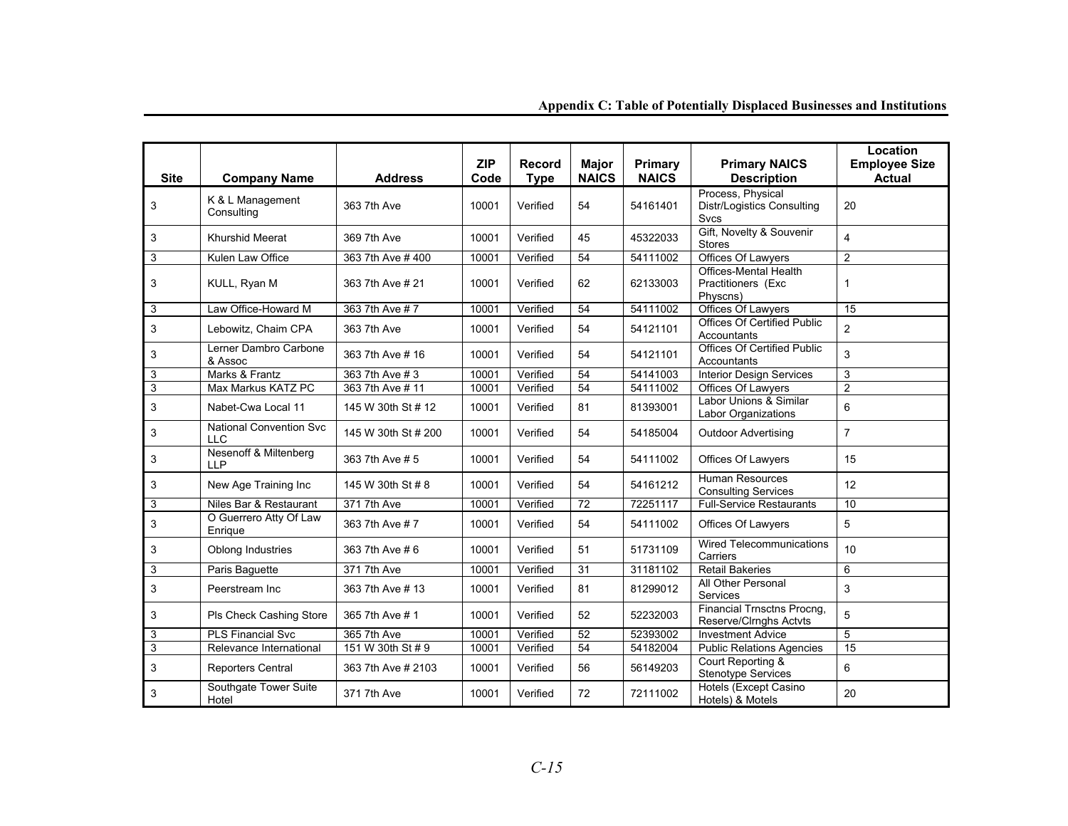## Appendix C: Table of Potentially Displaced Businesses and Institutions

| Site | Company Name | Address | ZIP Code | Record Type | Major NAICS | Primary NAICS | Primary NAICS Description | Location Employee Size Actual |
|---|---|---|---|---|---|---|---|---|
| 3 | K & L Management Consulting | 363 7th Ave | 10001 | Verified | 54 | 54161401 | Process, Physical Distr/Logistics Consulting Svcs | 20 |
| 3 | Khurshid Meerat | 369 7th Ave | 10001 | Verified | 45 | 45322033 | Gift, Novelty & Souvenir Stores | 4 |
| 3 | Kulen Law Office | 363 7th Ave # 400 | 10001 | Verified | 54 | 54111002 | Offices Of Lawyers | 2 |
| 3 | KULL, Ryan M | 363 7th Ave # 21 | 10001 | Verified | 62 | 62133003 | Offices-Mental Health Practitioners (Exc Physcns) | 1 |
| 3 | Law Office-Howard M | 363 7th Ave # 7 | 10001 | Verified | 54 | 54111002 | Offices Of Lawyers | 15 |
| 3 | Lebowitz, Chaim CPA | 363 7th Ave | 10001 | Verified | 54 | 54121101 | Offices Of Certified Public Accountants | 2 |
| 3 | Lerner Dambro Carbone & Assoc | 363 7th Ave # 16 | 10001 | Verified | 54 | 54121101 | Offices Of Certified Public Accountants | 3 |
| 3 | Marks & Frantz | 363 7th Ave # 3 | 10001 | Verified | 54 | 54141003 | Interior Design Services | 3 |
| 3 | Max Markus KATZ PC | 363 7th Ave # 11 | 10001 | Verified | 54 | 54111002 | Offices Of Lawyers | 2 |
| 3 | Nabet-Cwa Local 11 | 145 W 30th St # 12 | 10001 | Verified | 81 | 81393001 | Labor Unions & Similar Labor Organizations | 6 |
| 3 | National Convention Svc LLC | 145 W 30th St # 200 | 10001 | Verified | 54 | 54185004 | Outdoor Advertising | 7 |
| 3 | Nesenoff & Miltenberg LLP | 363 7th Ave # 5 | 10001 | Verified | 54 | 54111002 | Offices Of Lawyers | 15 |
| 3 | New Age Training Inc | 145 W 30th St # 8 | 10001 | Verified | 54 | 54161212 | Human Resources Consulting Services | 12 |
| 3 | Niles Bar & Restaurant | 371 7th Ave | 10001 | Verified | 72 | 72251117 | Full-Service Restaurants | 10 |
| 3 | O Guerrero Atty Of Law Enrique | 363 7th Ave # 7 | 10001 | Verified | 54 | 54111002 | Offices Of Lawyers | 5 |
| 3 | Oblong Industries | 363 7th Ave # 6 | 10001 | Verified | 51 | 51731109 | Wired Telecommunications Carriers | 10 |
| 3 | Paris Baguette | 371 7th Ave | 10001 | Verified | 31 | 31181102 | Retail Bakeries | 6 |
| 3 | Peerstream Inc | 363 7th Ave # 13 | 10001 | Verified | 81 | 81299012 | All Other Personal Services | 3 |
| 3 | Pls Check Cashing Store | 365 7th Ave # 1 | 10001 | Verified | 52 | 52232003 | Financial Trnsctns Procng, Reserve/Clrnghs Actvts | 5 |
| 3 | PLS Financial Svc | 365 7th Ave | 10001 | Verified | 52 | 52393002 | Investment Advice | 5 |
| 3 | Relevance International | 151 W 30th St # 9 | 10001 | Verified | 54 | 54182004 | Public Relations Agencies | 15 |
| 3 | Reporters Central | 363 7th Ave # 2103 | 10001 | Verified | 56 | 56149203 | Court Reporting & Stenotype Services | 6 |
| 3 | Southgate Tower Suite Hotel | 371 7th Ave | 10001 | Verified | 72 | 72111002 | Hotels (Except Casino Hotels) & Motels | 20 |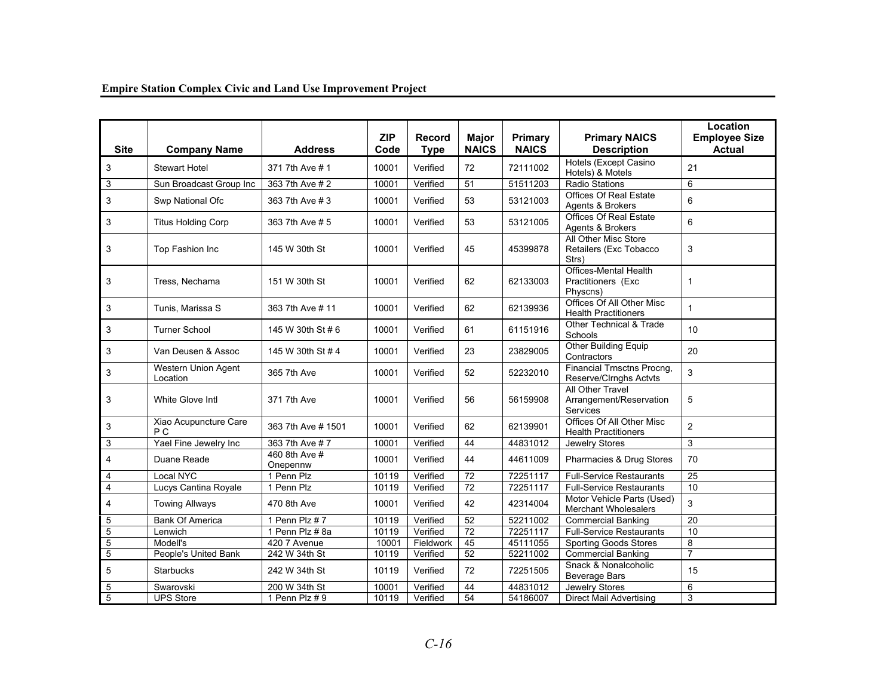| Site | Company Name | Address | ZIP Code | Record Type | Major NAICS | Primary NAICS | Primary NAICS Description | Location Employee Size Actual |
|---|---|---|---|---|---|---|---|---|
| 3 | Stewart Hotel | 371 7th Ave # 1 | 10001 | Verified | 72 | 72111002 | Hotels (Except Casino Hotels) & Motels | 21 |
| 3 | Sun Broadcast Group Inc | 363 7th Ave # 2 | 10001 | Verified | 51 | 51511203 | Radio Stations | 6 |
| 3 | Swp National Ofc | 363 7th Ave # 3 | 10001 | Verified | 53 | 53121003 | Offices Of Real Estate Agents & Brokers | 6 |
| 3 | Titus Holding Corp | 363 7th Ave # 5 | 10001 | Verified | 53 | 53121005 | Offices Of Real Estate Agents & Brokers | 6 |
| 3 | Top Fashion Inc | 145 W 30th St | 10001 | Verified | 45 | 45399878 | All Other Misc Store Retailers (Exc Tobacco Strs) | 3 |
| 3 | Tress, Nechama | 151 W 30th St | 10001 | Verified | 62 | 62133003 | Offices-Mental Health Practitioners (Exc Physcns) | 1 |
| 3 | Tunis, Marissa S | 363 7th Ave # 11 | 10001 | Verified | 62 | 62139936 | Offices Of All Other Misc Health Practitioners | 1 |
| 3 | Turner School | 145 W 30th St # 6 | 10001 | Verified | 61 | 61151916 | Other Technical & Trade Schools | 10 |
| 3 | Van Deusen & Assoc | 145 W 30th St # 4 | 10001 | Verified | 23 | 23829005 | Other Building Equip Contractors | 20 |
| 3 | Western Union Agent Location | 365 7th Ave | 10001 | Verified | 52 | 52232010 | Financial Trnsctns Procng, Reserve/Clrnghs Actvts | 3 |
| 3 | White Glove Intl | 371 7th Ave | 10001 | Verified | 56 | 56159908 | All Other Travel Arrangement/Reservation Services | 5 |
| 3 | Xiao Acupuncture Care P C | 363 7th Ave # 1501 | 10001 | Verified | 62 | 62139901 | Offices Of All Other Misc Health Practitioners | 2 |
| 3 | Yael Fine Jewelry Inc | 363 7th Ave # 7 | 10001 | Verified | 44 | 44831012 | Jewelry Stores | 3 |
| 4 | Duane Reade | 460 8th Ave # Onepennw | 10001 | Verified | 44 | 44611009 | Pharmacies & Drug Stores | 70 |
| 4 | Local NYC | 1 Penn Plz | 10119 | Verified | 72 | 72251117 | Full-Service Restaurants | 25 |
| 4 | Lucys Cantina Royale | 1 Penn Plz | 10119 | Verified | 72 | 72251117 | Full-Service Restaurants | 10 |
| 4 | Towing Allways | 470 8th Ave | 10001 | Verified | 42 | 42314004 | Motor Vehicle Parts (Used) Merchant Wholesalers | 3 |
| 5 | Bank Of America | 1 Penn Plz # 7 | 10119 | Verified | 52 | 52211002 | Commercial Banking | 20 |
| 5 | Lenwich | 1 Penn Plz # 8a | 10119 | Verified | 72 | 72251117 | Full-Service Restaurants | 10 |
| 5 | Modell's | 420 7 Avenue | 10001 | Fieldwork | 45 | 45111055 | Sporting Goods Stores | 8 |
| 5 | People's United Bank | 242 W 34th St | 10119 | Verified | 52 | 52211002 | Commercial Banking | 7 |
| 5 | Starbucks | 242 W 34th St | 10119 | Verified | 72 | 72251505 | Snack & Nonalcoholic Beverage Bars | 15 |
| 5 | Swarovski | 200 W 34th St | 10001 | Verified | 44 | 44831012 | Jewelry Stores | 6 |
| 5 | UPS Store | 1 Penn Plz # 9 | 10119 | Verified | 54 | 54186007 | Direct Mail Advertising | 3 |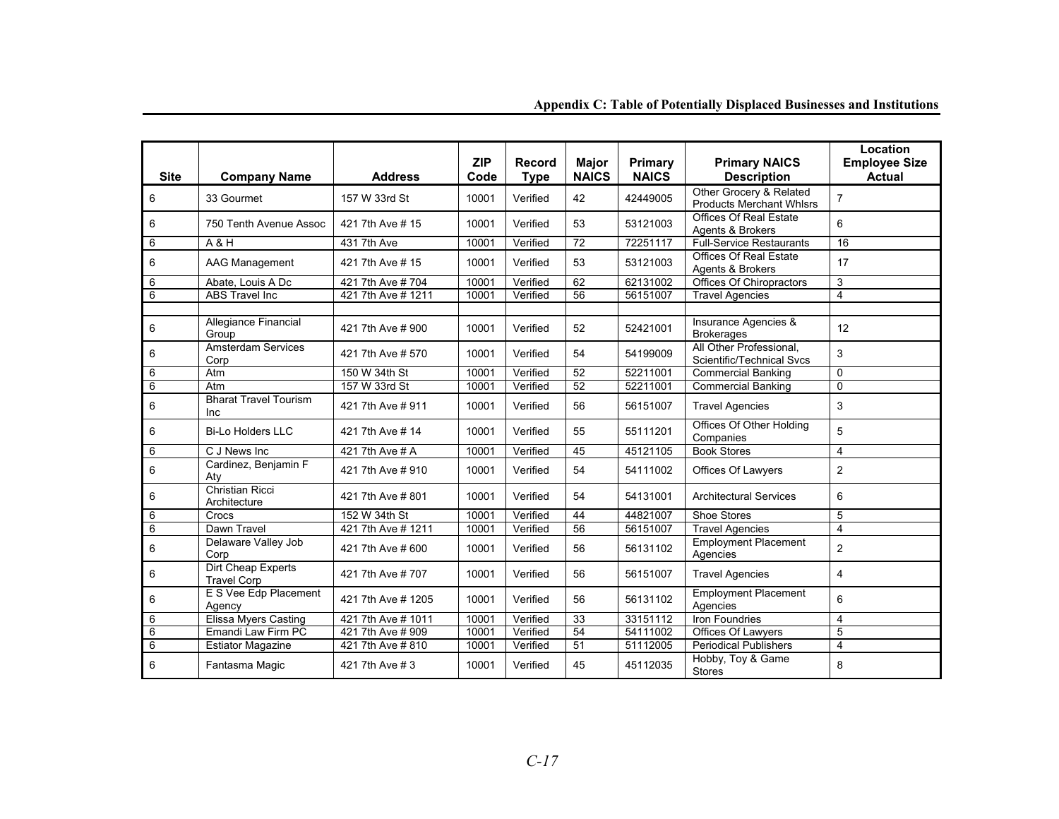## Appendix C: Table of Potentially Displaced Businesses and Institutions

| Site | Company Name | Address | ZIP Code | Record Type | Major NAICS | Primary NAICS | Primary NAICS Description | Location Employee Size Actual |
|---|---|---|---|---|---|---|---|---|
| 6 | 33 Gourmet | 157 W 33rd St | 10001 | Verified | 42 | 42449005 | Other Grocery & Related Products Merchant Whlsrs | 7 |
| 6 | 750 Tenth Avenue Assoc | 421 7th Ave # 15 | 10001 | Verified | 53 | 53121003 | Offices Of Real Estate Agents & Brokers | 6 |
| 6 | A & H | 431 7th Ave | 10001 | Verified | 72 | 72251117 | Full-Service Restaurants | 16 |
| 6 | AAG Management | 421 7th Ave # 15 | 10001 | Verified | 53 | 53121003 | Offices Of Real Estate Agents & Brokers | 17 |
| 6 | Abate, Louis A Dc | 421 7th Ave # 704 | 10001 | Verified | 62 | 62131002 | Offices Of Chiropractors | 3 |
| 6 | ABS Travel Inc | 421 7th Ave # 1211 | 10001 | Verified | 56 | 56151007 | Travel Agencies | 4 |
| | | | | | | | | |
| 6 | Allegiance Financial Group | 421 7th Ave # 900 | 10001 | Verified | 52 | 52421001 | Insurance Agencies & Brokerages | 12 |
| 6 | Amsterdam Services Corp | 421 7th Ave # 570 | 10001 | Verified | 54 | 54199009 | All Other Professional, Scientific/Technical Svcs | 3 |
| 6 | Atm | 150 W 34th St | 10001 | Verified | 52 | 52211001 | Commercial Banking | 0 |
| 6 | Atm | 157 W 33rd St | 10001 | Verified | 52 | 52211001 | Commercial Banking | 0 |
| 6 | Bharat Travel Tourism Inc | 421 7th Ave # 911 | 10001 | Verified | 56 | 56151007 | Travel Agencies | 3 |
| 6 | Bi-Lo Holders LLC | 421 7th Ave # 14 | 10001 | Verified | 55 | 55111201 | Offices Of Other Holding Companies | 5 |
| 6 | C J News Inc | 421 7th Ave # A | 10001 | Verified | 45 | 45121105 | Book Stores | 4 |
| 6 | Cardinez, Benjamin F Aty | 421 7th Ave # 910 | 10001 | Verified | 54 | 54111002 | Offices Of Lawyers | 2 |
| 6 | Christian Ricci Architecture | 421 7th Ave # 801 | 10001 | Verified | 54 | 54131001 | Architectural Services | 6 |
| 6 | Crocs | 152 W 34th St | 10001 | Verified | 44 | 44821007 | Shoe Stores | 5 |
| 6 | Dawn Travel | 421 7th Ave # 1211 | 10001 | Verified | 56 | 56151007 | Travel Agencies | 4 |
| 6 | Delaware Valley Job Corp | 421 7th Ave # 600 | 10001 | Verified | 56 | 56131102 | Employment Placement Agencies | 2 |
| 6 | Dirt Cheap Experts Travel Corp | 421 7th Ave # 707 | 10001 | Verified | 56 | 56151007 | Travel Agencies | 4 |
| 6 | E S Vee Edp Placement Agency | 421 7th Ave # 1205 | 10001 | Verified | 56 | 56131102 | Employment Placement Agencies | 6 |
| 6 | Elissa Myers Casting | 421 7th Ave # 1011 | 10001 | Verified | 33 | 33151112 | Iron Foundries | 4 |
| 6 | Emandi Law Firm PC | 421 7th Ave # 909 | 10001 | Verified | 54 | 54111002 | Offices Of Lawyers | 5 |
| 6 | Estiator Magazine | 421 7th Ave # 810 | 10001 | Verified | 51 | 51112005 | Periodical Publishers | 4 |
| 6 | Fantasma Magic | 421 7th Ave # 3 | 10001 | Verified | 45 | 45112035 | Hobby, Toy & Game Stores | 8 |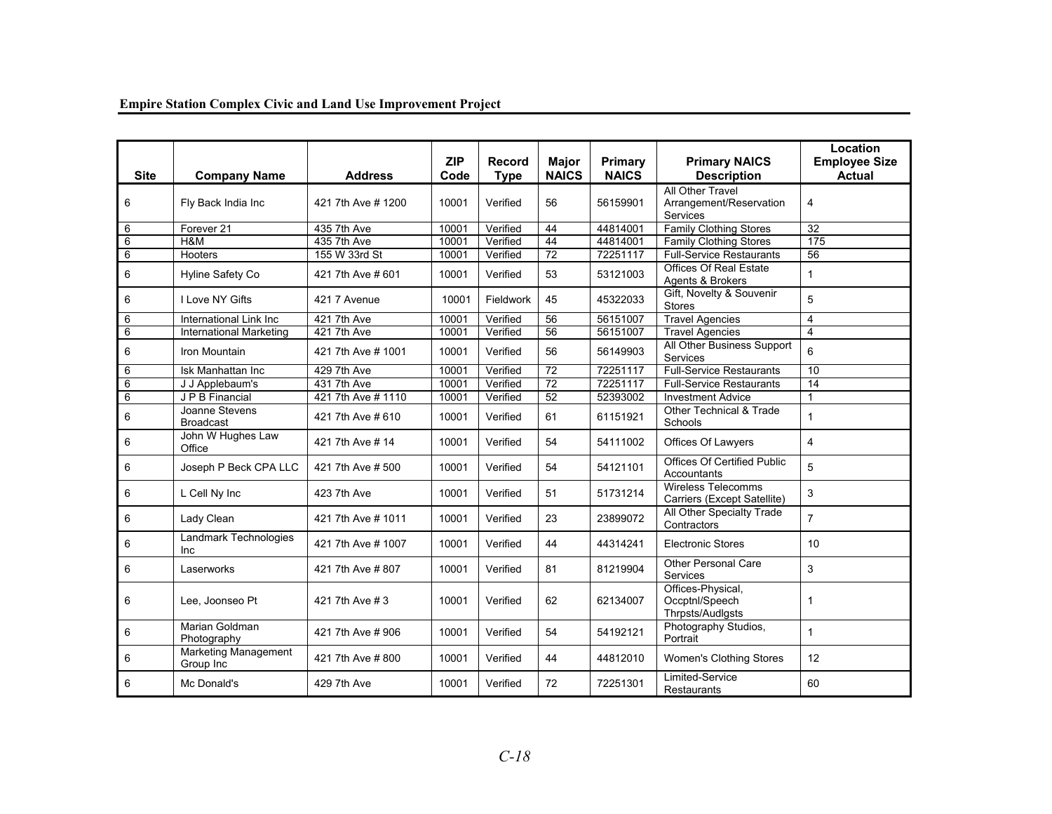| Site | Company Name | Address | ZIP Code | Record Type | Major NAICS | Primary NAICS | Primary NAICS Description | Location Employee Size Actual |
|---|---|---|---|---|---|---|---|---|
| 6 | Fly Back India Inc | 421 7th Ave # 1200 | 10001 | Verified | 56 | 56159901 | All Other Travel Arrangement/Reservation Services | 4 |
| 6 | Forever 21 | 435 7th Ave | 10001 | Verified | 44 | 44814001 | Family Clothing Stores | 32 |
| 6 | H&M | 435 7th Ave | 10001 | Verified | 44 | 44814001 | Family Clothing Stores | 175 |
| 6 | Hooters | 155 W 33rd St | 10001 | Verified | 72 | 72251117 | Full-Service Restaurants | 56 |
| 6 | Hyline Safety Co | 421 7th Ave # 601 | 10001 | Verified | 53 | 53121003 | Offices Of Real Estate Agents & Brokers | 1 |
| 6 | I Love NY Gifts | 421 7 Avenue | 10001 | Fieldwork | 45 | 45322033 | Gift, Novelty & Souvenir Stores | 5 |
| 6 | International Link Inc | 421 7th Ave | 10001 | Verified | 56 | 56151007 | Travel Agencies | 4 |
| 6 | International Marketing | 421 7th Ave | 10001 | Verified | 56 | 56151007 | Travel Agencies | 4 |
| 6 | Iron Mountain | 421 7th Ave # 1001 | 10001 | Verified | 56 | 56149903 | All Other Business Support Services | 6 |
| 6 | Isk Manhattan Inc | 429 7th Ave | 10001 | Verified | 72 | 72251117 | Full-Service Restaurants | 10 |
| 6 | J J Applebaum's | 431 7th Ave | 10001 | Verified | 72 | 72251117 | Full-Service Restaurants | 14 |
| 6 | J P B Financial | 421 7th Ave # 1110 | 10001 | Verified | 52 | 52393002 | Investment Advice | 1 |
| 6 | Joanne Stevens Broadcast | 421 7th Ave # 610 | 10001 | Verified | 61 | 61151921 | Other Technical & Trade Schools | 1 |
| 6 | John W Hughes Law Office | 421 7th Ave # 14 | 10001 | Verified | 54 | 54111002 | Offices Of Lawyers | 4 |
| 6 | Joseph P Beck CPA LLC | 421 7th Ave # 500 | 10001 | Verified | 54 | 54121101 | Offices Of Certified Public Accountants | 5 |
| 6 | L Cell Ny Inc | 423 7th Ave | 10001 | Verified | 51 | 51731214 | Wireless Telecomms Carriers (Except Satellite) | 3 |
| 6 | Lady Clean | 421 7th Ave # 1011 | 10001 | Verified | 23 | 23899072 | All Other Specialty Trade Contractors | 7 |
| 6 | Landmark Technologies Inc | 421 7th Ave # 1007 | 10001 | Verified | 44 | 44314241 | Electronic Stores | 10 |
| 6 | Laserworks | 421 7th Ave # 807 | 10001 | Verified | 81 | 81219904 | Other Personal Care Services | 3 |
| 6 | Lee, Joonseo Pt | 421 7th Ave # 3 | 10001 | Verified | 62 | 62134007 | Offices-Physical, Occptnl/Speech Thrpsts/Audlgsts | 1 |
| 6 | Marian Goldman Photography | 421 7th Ave # 906 | 10001 | Verified | 54 | 54192121 | Photography Studios, Portrait | 1 |
| 6 | Marketing Management Group Inc | 421 7th Ave # 800 | 10001 | Verified | 44 | 44812010 | Women's Clothing Stores | 12 |
| 6 | Mc Donald's | 429 7th Ave | 10001 | Verified | 72 | 72251301 | Limited-Service Restaurants | 60 |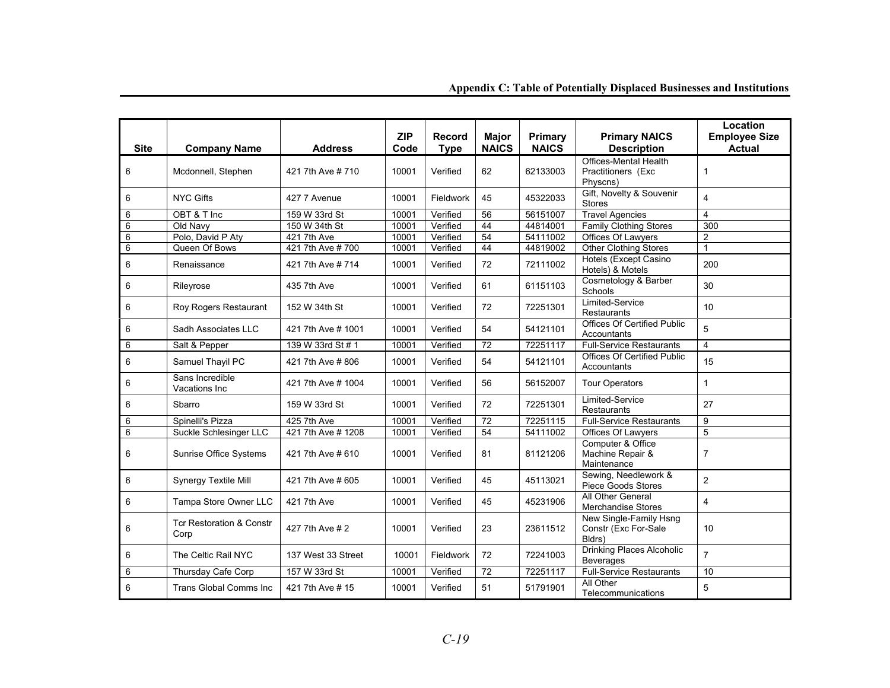## Appendix C: Table of Potentially Displaced Businesses and Institutions

| Site | Company Name | Address | ZIP Code | Record Type | Major NAICS | Primary NAICS | Primary NAICS Description | Location Employee Size Actual |
|---|---|---|---|---|---|---|---|---|
| 6 | Mcdonnell, Stephen | 421 7th Ave # 710 | 10001 | Verified | 62 | 62133003 | Offices-Mental Health Practitioners (Exc Physcns) | 1 |
| 6 | NYC Gifts | 427 7 Avenue | 10001 | Fieldwork | 45 | 45322033 | Gift, Novelty & Souvenir Stores | 4 |
| 6 | OBT & T Inc | 159 W 33rd St | 10001 | Verified | 56 | 56151007 | Travel Agencies | 4 |
| 6 | Old Navy | 150 W 34th St | 10001 | Verified | 44 | 44814001 | Family Clothing Stores | 300 |
| 6 | Polo, David P Aty | 421 7th Ave | 10001 | Verified | 54 | 54111002 | Offices Of Lawyers | 2 |
| 6 | Queen Of Bows | 421 7th Ave # 700 | 10001 | Verified | 44 | 44819002 | Other Clothing Stores | 1 |
| 6 | Renaissance | 421 7th Ave # 714 | 10001 | Verified | 72 | 72111002 | Hotels (Except Casino Hotels) & Motels | 200 |
| 6 | Rileyrose | 435 7th Ave | 10001 | Verified | 61 | 61151103 | Cosmetology & Barber Schools | 30 |
| 6 | Roy Rogers Restaurant | 152 W 34th St | 10001 | Verified | 72 | 72251301 | Limited-Service Restaurants | 10 |
| 6 | Sadh Associates LLC | 421 7th Ave # 1001 | 10001 | Verified | 54 | 54121101 | Offices Of Certified Public Accountants | 5 |
| 6 | Salt & Pepper | 139 W 33rd St # 1 | 10001 | Verified | 72 | 72251117 | Full-Service Restaurants | 4 |
| 6 | Samuel Thayil PC | 421 7th Ave # 806 | 10001 | Verified | 54 | 54121101 | Offices Of Certified Public Accountants | 15 |
| 6 | Sans Incredible Vacations Inc | 421 7th Ave # 1004 | 10001 | Verified | 56 | 56152007 | Tour Operators | 1 |
| 6 | Sbarro | 159 W 33rd St | 10001 | Verified | 72 | 72251301 | Limited-Service Restaurants | 27 |
| 6 | Spinelli's Pizza | 425 7th Ave | 10001 | Verified | 72 | 72251115 | Full-Service Restaurants | 9 |
| 6 | Suckle Schlesinger LLC | 421 7th Ave # 1208 | 10001 | Verified | 54 | 54111002 | Offices Of Lawyers | 5 |
| 6 | Sunrise Office Systems | 421 7th Ave # 610 | 10001 | Verified | 81 | 81121206 | Computer & Office Machine Repair & Maintenance | 7 |
| 6 | Synergy Textile Mill | 421 7th Ave # 605 | 10001 | Verified | 45 | 45113021 | Sewing, Needlework & Piece Goods Stores | 2 |
| 6 | Tampa Store Owner LLC | 421 7th Ave | 10001 | Verified | 45 | 45231906 | All Other General Merchandise Stores | 4 |
| 6 | Tcr Restoration & Constr Corp | 427 7th Ave # 2 | 10001 | Verified | 23 | 23611512 | New Single-Family Hsng Constr (Exc For-Sale Bldrs) | 10 |
| 6 | The Celtic Rail NYC | 137 West 33 Street | 10001 | Fieldwork | 72 | 72241003 | Drinking Places Alcoholic Beverages | 7 |
| 6 | Thursday Cafe Corp | 157 W 33rd St | 10001 | Verified | 72 | 72251117 | Full-Service Restaurants | 10 |
| 6 | Trans Global Comms Inc | 421 7th Ave # 15 | 10001 | Verified | 51 | 51791901 | All Other Telecommunications | 5 |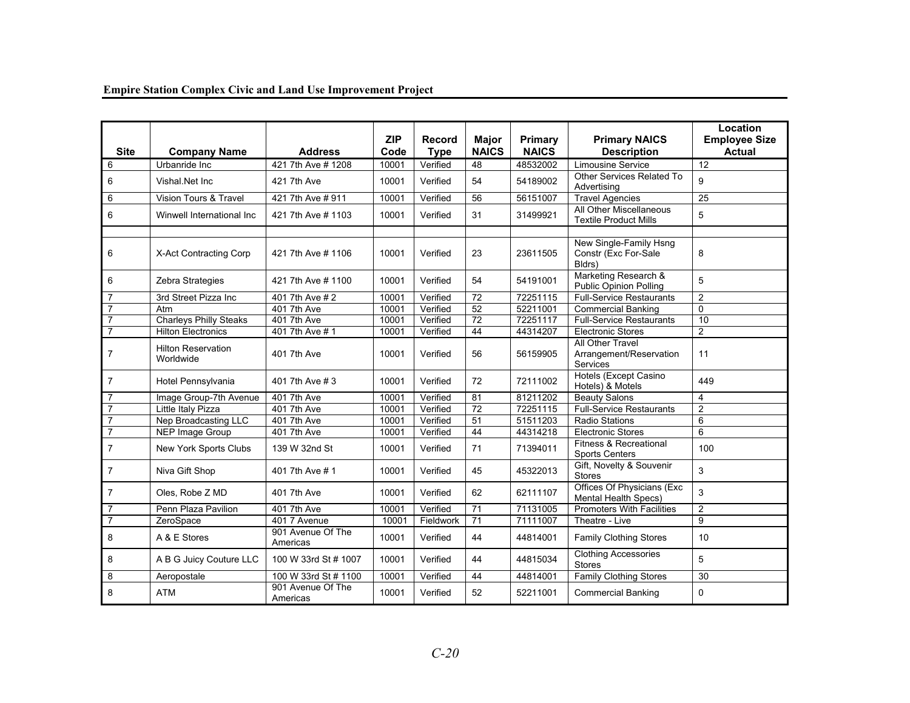| Site | Company Name | Address | ZIP Code | Record Type | Major NAICS | Primary NAICS | Primary NAICS Description | Location Employee Size Actual |
|---|---|---|---|---|---|---|---|---|
| 6 | Urbanride Inc | 421 7th Ave # 1208 | 10001 | Verified | 48 | 48532002 | Limousine Service | 12 |
| 6 | Vishal.Net Inc | 421 7th Ave | 10001 | Verified | 54 | 54189002 | Other Services Related To Advertising | 9 |
| 6 | Vision Tours & Travel | 421 7th Ave # 911 | 10001 | Verified | 56 | 56151007 | Travel Agencies | 25 |
| 6 | Winwell International Inc | 421 7th Ave # 1103 | 10001 | Verified | 31 | 31499921 | All Other Miscellaneous Textile Product Mills | 5 |
| | | | | | | | | |
| 6 | X-Act Contracting Corp | 421 7th Ave # 1106 | 10001 | Verified | 23 | 23611505 | New Single-Family Hsng Constr (Exc For-Sale Bldrs) | 8 |
| 6 | Zebra Strategies | 421 7th Ave # 1100 | 10001 | Verified | 54 | 54191001 | Marketing Research & Public Opinion Polling | 5 |
| 7 | 3rd Street Pizza Inc | 401 7th Ave # 2 | 10001 | Verified | 72 | 72251115 | Full-Service Restaurants | 2 |
| 7 | Atm | 401 7th Ave | 10001 | Verified | 52 | 52211001 | Commercial Banking | 0 |
| 7 | Charleys Philly Steaks | 401 7th Ave | 10001 | Verified | 72 | 72251117 | Full-Service Restaurants | 10 |
| 7 | Hilton Electronics | 401 7th Ave # 1 | 10001 | Verified | 44 | 44314207 | Electronic Stores | 2 |
| 7 | Hilton Reservation Worldwide | 401 7th Ave | 10001 | Verified | 56 | 56159905 | All Other Travel Arrangement/Reservation Services | 11 |
| 7 | Hotel Pennsylvania | 401 7th Ave # 3 | 10001 | Verified | 72 | 72111002 | Hotels (Except Casino Hotels) & Motels | 449 |
| 7 | Image Group-7th Avenue | 401 7th Ave | 10001 | Verified | 81 | 81211202 | Beauty Salons | 4 |
| 7 | Little Italy Pizza | 401 7th Ave | 10001 | Verified | 72 | 72251115 | Full-Service Restaurants | 2 |
| 7 | Nep Broadcasting LLC | 401 7th Ave | 10001 | Verified | 51 | 51511203 | Radio Stations | 6 |
| 7 | NEP Image Group | 401 7th Ave | 10001 | Verified | 44 | 44314218 | Electronic Stores | 6 |
| 7 | New York Sports Clubs | 139 W 32nd St | 10001 | Verified | 71 | 71394011 | Fitness & Recreational Sports Centers | 100 |
| 7 | Niva Gift Shop | 401 7th Ave # 1 | 10001 | Verified | 45 | 45322013 | Gift, Novelty & Souvenir Stores | 3 |
| 7 | Oles, Robe Z MD | 401 7th Ave | 10001 | Verified | 62 | 62111107 | Offices Of Physicians (Exc Mental Health Specs) | 3 |
| 7 | Penn Plaza Pavilion | 401 7th Ave | 10001 | Verified | 71 | 71131005 | Promoters With Facilities | 2 |
| 7 | ZeroSpace | 401 7 Avenue | 10001 | Fieldwork | 71 | 71111007 | Theatre - Live | 9 |
| 8 | A & E Stores | 901 Avenue Of The Americas | 10001 | Verified | 44 | 44814001 | Family Clothing Stores | 10 |
| 8 | A B G Juicy Couture LLC | 100 W 33rd St # 1007 | 10001 | Verified | 44 | 44815034 | Clothing Accessories Stores | 5 |
| 8 | Aeropostale | 100 W 33rd St # 1100 | 10001 | Verified | 44 | 44814001 | Family Clothing Stores | 30 |
| 8 | ATM | 901 Avenue Of The Americas | 10001 | Verified | 52 | 52211001 | Commercial Banking | 0 |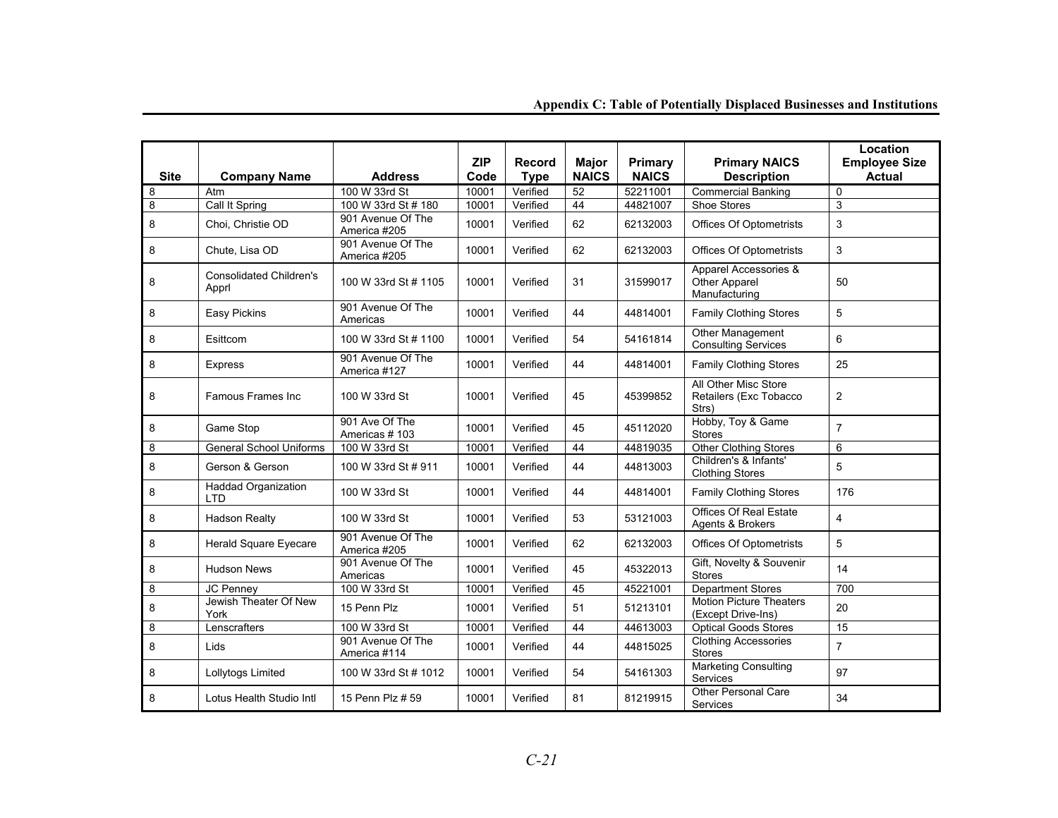## Appendix C: Table of Potentially Displaced Businesses and Institutions

| Site | Company Name | Address | ZIP Code | Record Type | Major NAICS | Primary NAICS | Primary NAICS Description | Location Employee Size Actual |
|---|---|---|---|---|---|---|---|---|
| 8 | Atm | 100 W 33rd St | 10001 | Verified | 52 | 52211001 | Commercial Banking | 0 |
| 8 | Call It Spring | 100 W 33rd St # 180 | 10001 | Verified | 44 | 44821007 | Shoe Stores | 3 |
| 8 | Choi, Christie OD | 901 Avenue Of The America #205 | 10001 | Verified | 62 | 62132003 | Offices Of Optometrists | 3 |
| 8 | Chute, Lisa OD | 901 Avenue Of The America #205 | 10001 | Verified | 62 | 62132003 | Offices Of Optometrists | 3 |
| 8 | Consolidated Children's Apprl | 100 W 33rd St # 1105 | 10001 | Verified | 31 | 31599017 | Apparel Accessories & Other Apparel Manufacturing | 50 |
| 8 | Easy Pickins | 901 Avenue Of The Americas | 10001 | Verified | 44 | 44814001 | Family Clothing Stores | 5 |
| 8 | Esittcom | 100 W 33rd St # 1100 | 10001 | Verified | 54 | 54161814 | Other Management Consulting Services | 6 |
| 8 | Express | 901 Avenue Of The America #127 | 10001 | Verified | 44 | 44814001 | Family Clothing Stores | 25 |
| 8 | Famous Frames Inc | 100 W 33rd St | 10001 | Verified | 45 | 45399852 | All Other Misc Store Retailers (Exc Tobacco Strs) | 2 |
| 8 | Game Stop | 901 Ave Of The Americas # 103 | 10001 | Verified | 45 | 45112020 | Hobby, Toy & Game Stores | 7 |
| 8 | General School Uniforms | 100 W 33rd St | 10001 | Verified | 44 | 44819035 | Other Clothing Stores | 6 |
| 8 | Gerson & Gerson | 100 W 33rd St # 911 | 10001 | Verified | 44 | 44813003 | Children's & Infants' Clothing Stores | 5 |
| 8 | Haddad Organization LTD | 100 W 33rd St | 10001 | Verified | 44 | 44814001 | Family Clothing Stores | 176 |
| 8 | Hadson Realty | 100 W 33rd St | 10001 | Verified | 53 | 53121003 | Offices Of Real Estate Agents & Brokers | 4 |
| 8 | Herald Square Eyecare | 901 Avenue Of The America #205 | 10001 | Verified | 62 | 62132003 | Offices Of Optometrists | 5 |
| 8 | Hudson News | 901 Avenue Of The Americas | 10001 | Verified | 45 | 45322013 | Gift, Novelty & Souvenir Stores | 14 |
| 8 | JC Penney | 100 W 33rd St | 10001 | Verified | 45 | 45221001 | Department Stores | 700 |
| 8 | Jewish Theater Of New York | 15 Penn Plz | 10001 | Verified | 51 | 51213101 | Motion Picture Theaters (Except Drive-Ins) | 20 |
| 8 | Lenscrafters | 100 W 33rd St | 10001 | Verified | 44 | 44613003 | Optical Goods Stores | 15 |
| 8 | Lids | 901 Avenue Of The America #114 | 10001 | Verified | 44 | 44815025 | Clothing Accessories Stores | 7 |
| 8 | Lollytogs Limited | 100 W 33rd St # 1012 | 10001 | Verified | 54 | 54161303 | Marketing Consulting Services | 97 |
| 8 | Lotus Health Studio Intl | 15 Penn Plz # 59 | 10001 | Verified | 81 | 81219915 | Other Personal Care Services | 34 |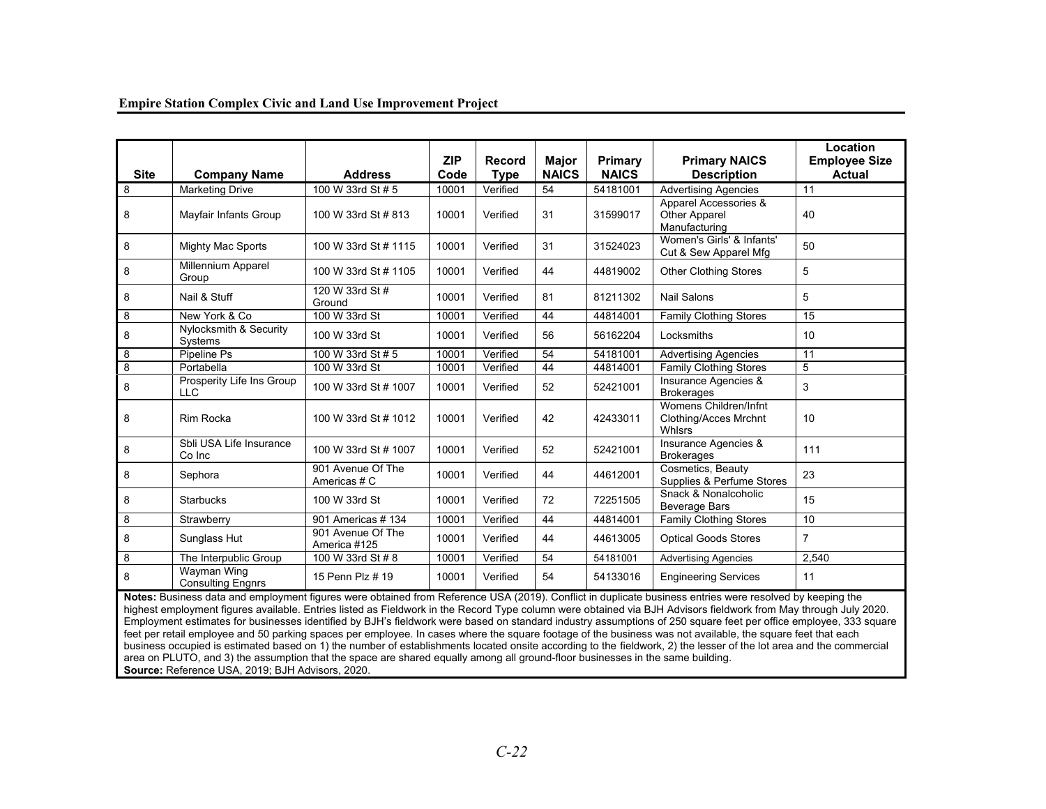| Site | Company Name | Address | ZIP Code | Record Type | Major NAICS | Primary NAICS | Primary NAICS Description | Location Employee Size Actual |
|---|---|---|---|---|---|---|---|---|
| 8 | Marketing Drive | 100 W 33rd St # 5 | 10001 | Verified | 54 | 54181001 | Advertising Agencies | 11 |
| 8 | Mayfair Infants Group | 100 W 33rd St # 813 | 10001 | Verified | 31 | 31599017 | Apparel Accessories & Other Apparel Manufacturing | 40 |
| 8 | Mighty Mac Sports | 100 W 33rd St # 1115 | 10001 | Verified | 31 | 31524023 | Women's Girls' & Infants' Cut & Sew Apparel Mfg | 50 |
| 8 | Millennium Apparel Group | 100 W 33rd St # 1105 | 10001 | Verified | 44 | 44819002 | Other Clothing Stores | 5 |
| 8 | Nail & Stuff | 120 W 33rd St # Ground | 10001 | Verified | 81 | 81211302 | Nail Salons | 5 |
| 8 | New York & Co | 100 W 33rd St | 10001 | Verified | 44 | 44814001 | Family Clothing Stores | 15 |
| 8 | Nylocksmith & Security Systems | 100 W 33rd St | 10001 | Verified | 56 | 56162204 | Locksmiths | 10 |
| 8 | Pipeline Ps | 100 W 33rd St # 5 | 10001 | Verified | 54 | 54181001 | Advertising Agencies | 11 |
| 8 | Portabella | 100 W 33rd St | 10001 | Verified | 44 | 44814001 | Family Clothing Stores | 5 |
| 8 | Prosperity Life Ins Group LLC | 100 W 33rd St # 1007 | 10001 | Verified | 52 | 52421001 | Insurance Agencies & Brokerages | 3 |
| 8 | Rim Rocka | 100 W 33rd St # 1012 | 10001 | Verified | 42 | 42433011 | Womens Children/Infnt Clothing/Acces Mrchnt Whlsrs | 10 |
| 8 | Sbli USA Life Insurance Co Inc | 100 W 33rd St # 1007 | 10001 | Verified | 52 | 52421001 | Insurance Agencies & Brokerages | 111 |
| 8 | Sephora | 901 Avenue Of The Americas # C | 10001 | Verified | 44 | 44612001 | Cosmetics, Beauty Supplies & Perfume Stores | 23 |
| 8 | Starbucks | 100 W 33rd St | 10001 | Verified | 72 | 72251505 | Snack & Nonalcoholic Beverage Bars | 15 |
| 8 | Strawberry | 901 Americas # 134 | 10001 | Verified | 44 | 44814001 | Family Clothing Stores | 10 |
| 8 | Sunglass Hut | 901 Avenue Of The America #125 | 10001 | Verified | 44 | 44613005 | Optical Goods Stores | 7 |
| 8 | The Interpublic Group | 100 W 33rd St # 8 | 10001 | Verified | 54 | 54181001 | Advertising Agencies | 2,540 |
| 8 | Wayman Wing Consulting Engnrs | 15 Penn Plz # 19 | 10001 | Verified | 54 | 54133016 | Engineering Services | 11 |

**Notes:** Business data and employment figures were obtained from Reference USA (2019). Conflict in duplicate business entries were resolved by keeping the highest employment figures available. Entries listed as Fieldwork in the Record Type column were obtained via BJH Advisors fieldwork from May through July 2020. Employment estimates for businesses identified by BJH's fieldwork were based on standard industry assumptions of 250 square feet per office employee, 333 square feet per retail employee and 50 parking spaces per employee. In cases where the square footage of the business was not available, the square feet that each business occupied is estimated based on 1) the number of establishments located onsite according to the fieldwork, 2) the lesser of the lot area and the commercial area on PLUTO, and 3) the assumption that the space are shared equally among all ground-floor businesses in the same building.
**Source:** Reference USA, 2019; BJH Advisors, 2020.